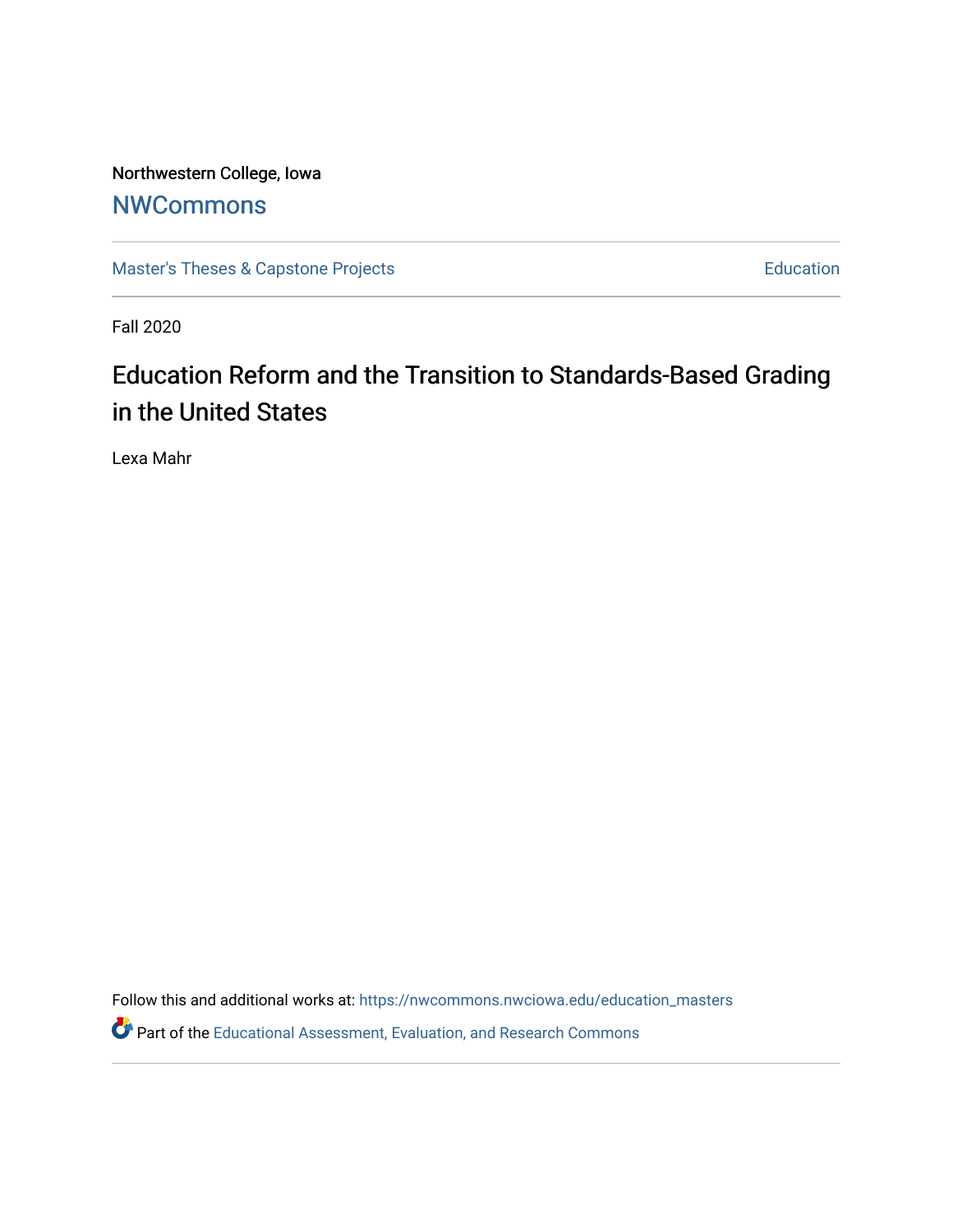Northwestern College, Iowa

## NWCommons

Master's Theses & Capstone Projects | Education

Fall 2020

# Education Reform and the Transition to Standards-Based Grading in the United States

Lexa Mahr

Follow this and additional works at: https://nwcommons.nwciowa.edu/education_masters

Part of the Educational Assessment, Evaluation, and Research Commons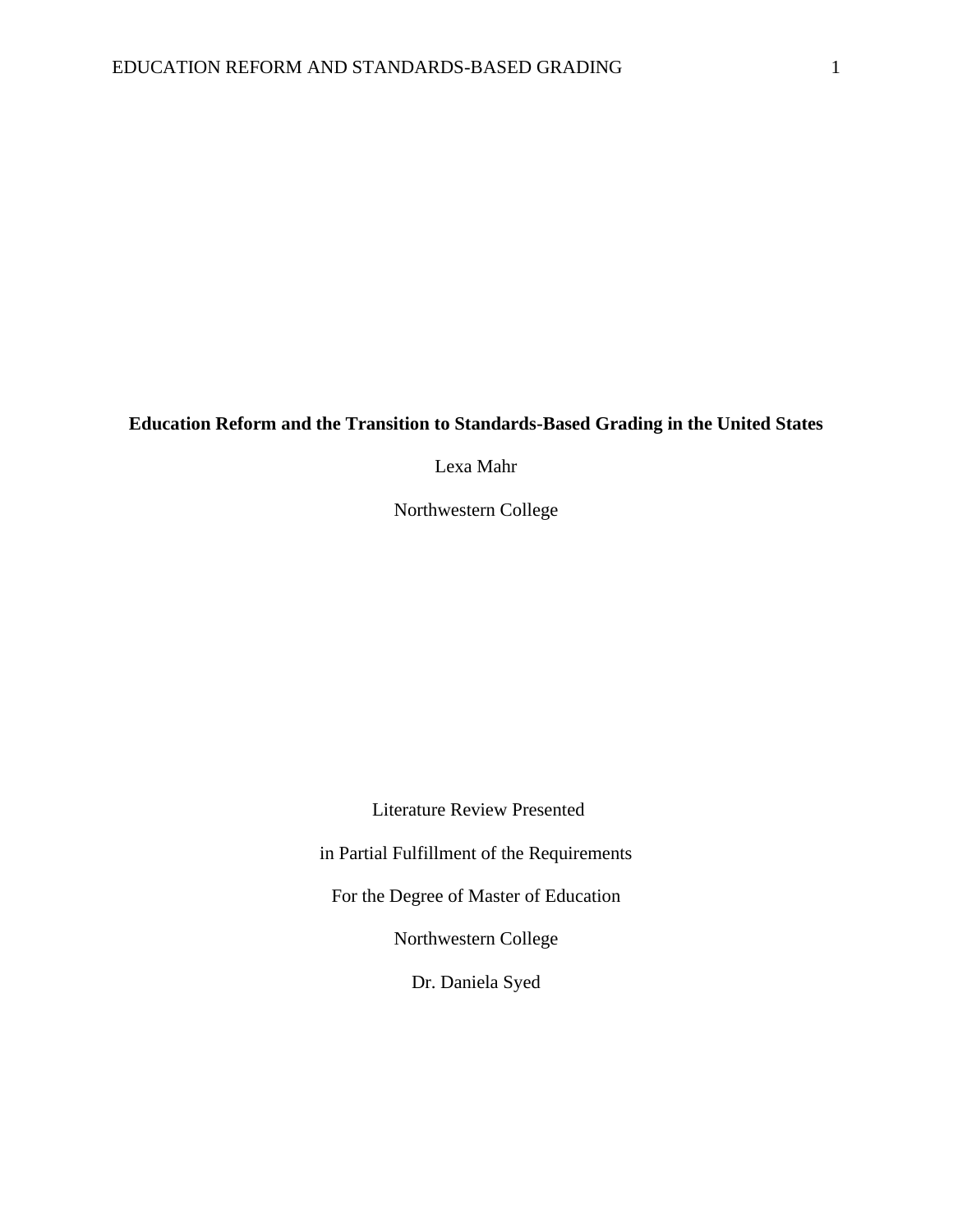**Education Reform and the Transition to Standards-Based Grading in the United States**

Lexa Mahr

Northwestern College

Literature Review Presented

in Partial Fulfillment of the Requirements

For the Degree of Master of Education

Northwestern College

Dr. Daniela Syed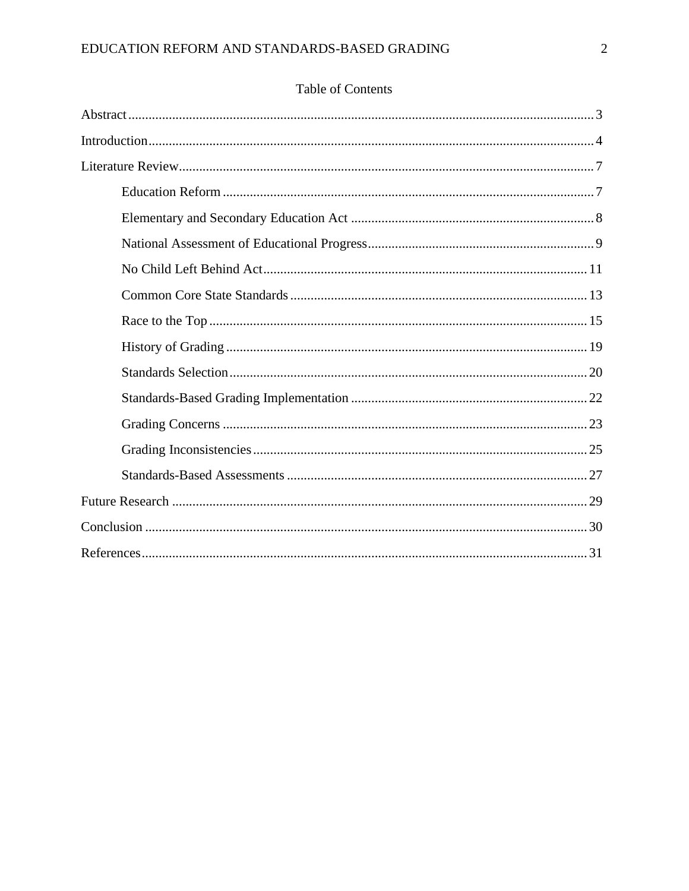# Table of Contents

Abstract ........ 3

Introduction ........ 4

Literature Review ........ 7

- Education Reform ........ 7
- Elementary and Secondary Education Act ........ 8
- National Assessment of Educational Progress ........ 9
- No Child Left Behind Act ........ 11
- Common Core State Standards ........ 13
- Race to the Top ........ 15
- History of Grading ........ 19
- Standards Selection ........ 20
- Standards-Based Grading Implementation ........ 22
- Grading Concerns ........ 23
- Grading Inconsistencies ........ 25
- Standards-Based Assessments ........ 27

Future Research ........ 29

Conclusion ........ 30

References ........ 31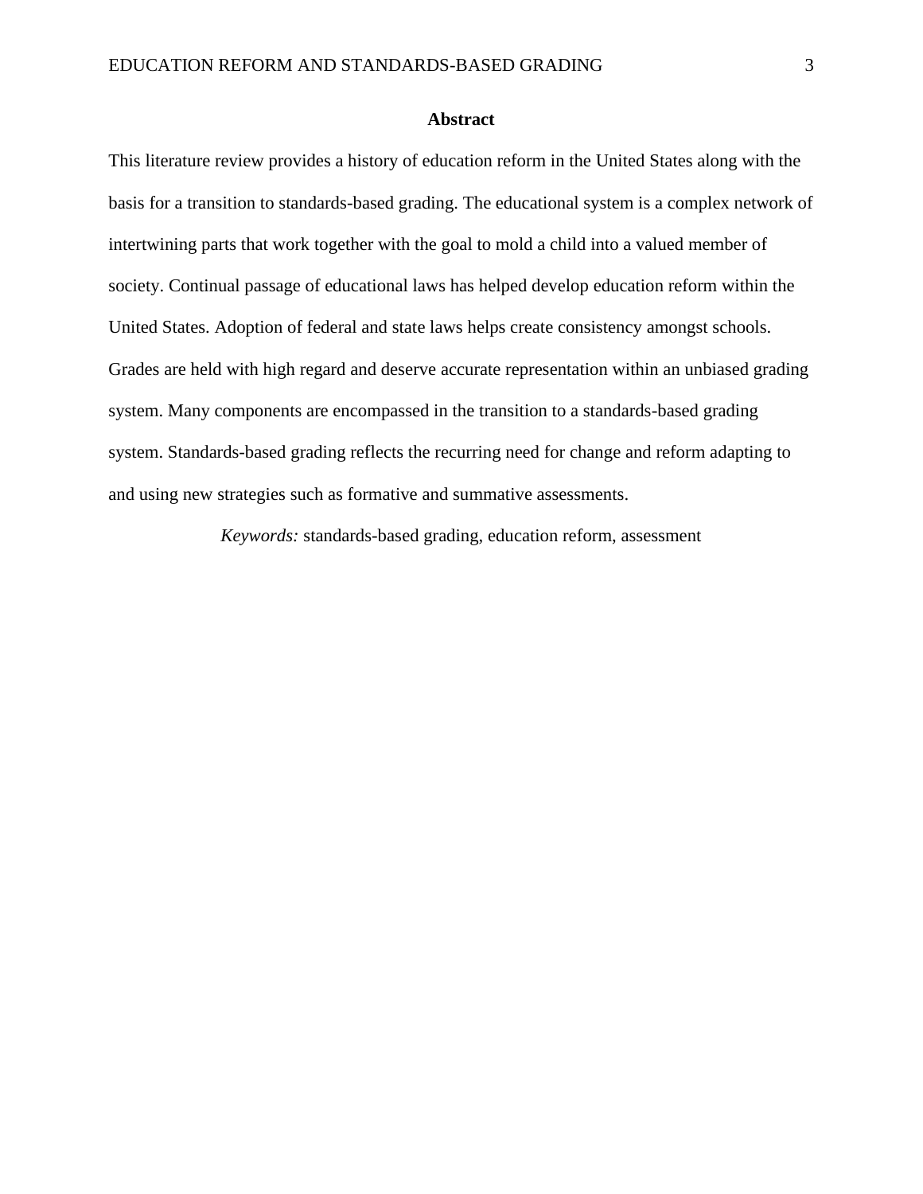## Abstract

This literature review provides a history of education reform in the United States along with the basis for a transition to standards-based grading. The educational system is a complex network of intertwining parts that work together with the goal to mold a child into a valued member of society. Continual passage of educational laws has helped develop education reform within the United States. Adoption of federal and state laws helps create consistency amongst schools. Grades are held with high regard and deserve accurate representation within an unbiased grading system. Many components are encompassed in the transition to a standards-based grading system. Standards-based grading reflects the recurring need for change and reform adapting to and using new strategies such as formative and summative assessments.

*Keywords:* standards-based grading, education reform, assessment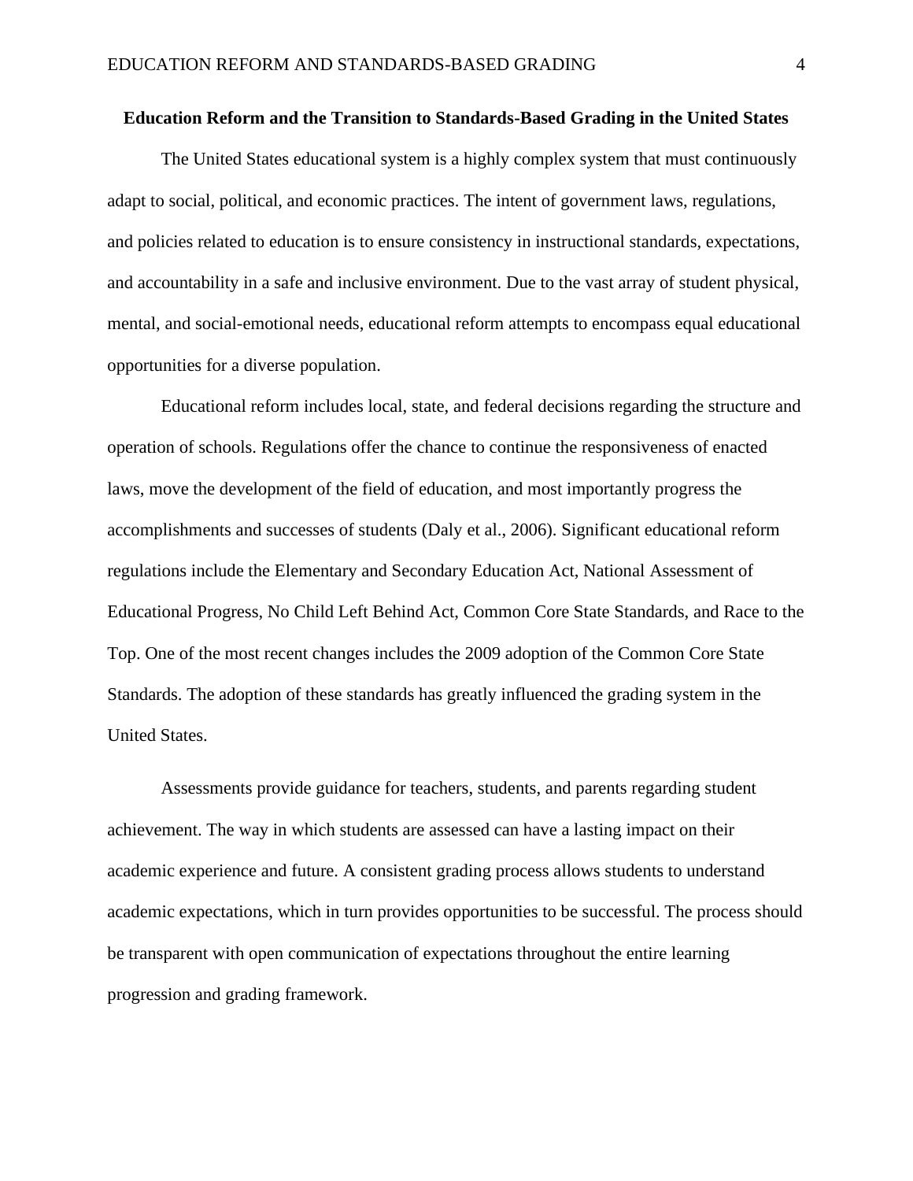**Education Reform and the Transition to Standards-Based Grading in the United States**

The United States educational system is a highly complex system that must continuously adapt to social, political, and economic practices. The intent of government laws, regulations, and policies related to education is to ensure consistency in instructional standards, expectations, and accountability in a safe and inclusive environment. Due to the vast array of student physical, mental, and social-emotional needs, educational reform attempts to encompass equal educational opportunities for a diverse population.

Educational reform includes local, state, and federal decisions regarding the structure and operation of schools. Regulations offer the chance to continue the responsiveness of enacted laws, move the development of the field of education, and most importantly progress the accomplishments and successes of students (Daly et al., 2006). Significant educational reform regulations include the Elementary and Secondary Education Act, National Assessment of Educational Progress, No Child Left Behind Act, Common Core State Standards, and Race to the Top. One of the most recent changes includes the 2009 adoption of the Common Core State Standards. The adoption of these standards has greatly influenced the grading system in the United States.

Assessments provide guidance for teachers, students, and parents regarding student achievement. The way in which students are assessed can have a lasting impact on their academic experience and future. A consistent grading process allows students to understand academic expectations, which in turn provides opportunities to be successful. The process should be transparent with open communication of expectations throughout the entire learning progression and grading framework.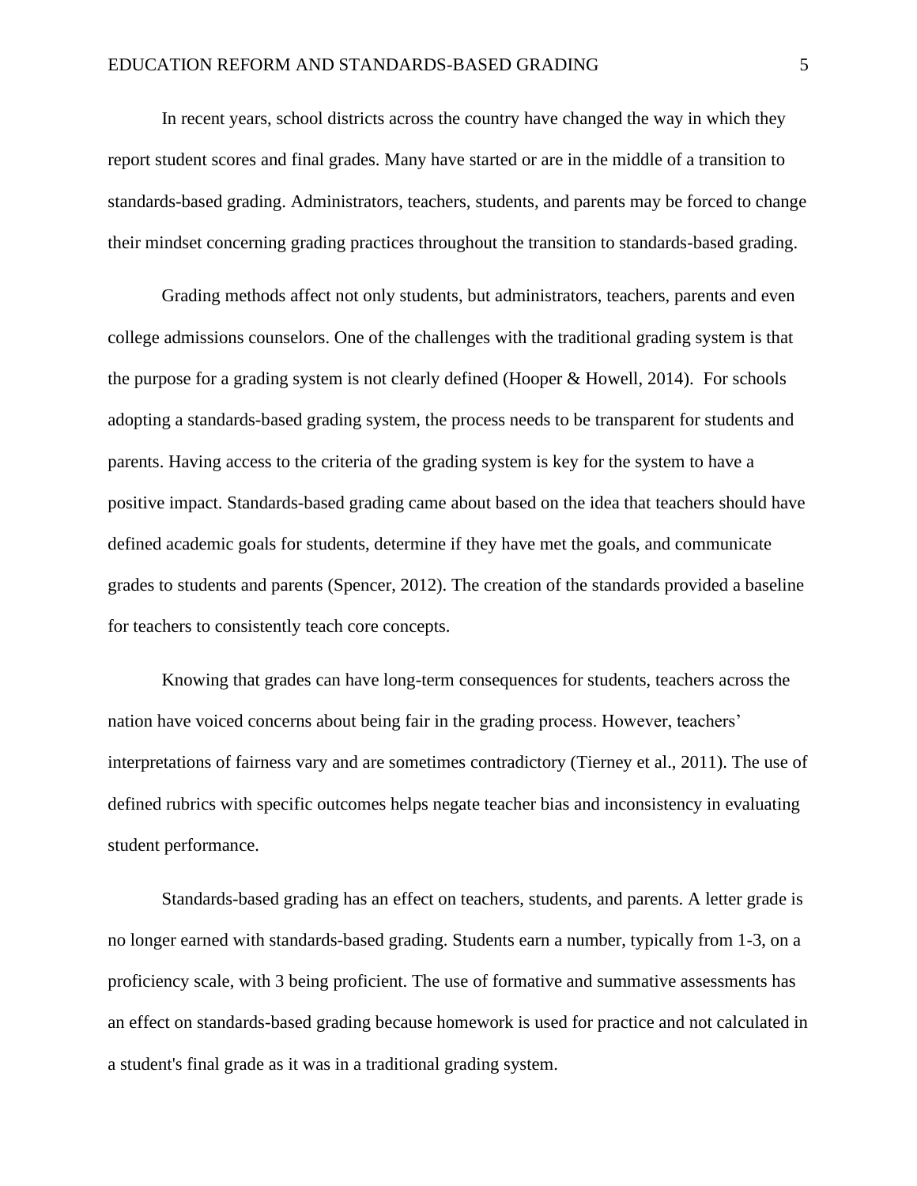In recent years, school districts across the country have changed the way in which they report student scores and final grades. Many have started or are in the middle of a transition to standards-based grading. Administrators, teachers, students, and parents may be forced to change their mindset concerning grading practices throughout the transition to standards-based grading.

Grading methods affect not only students, but administrators, teachers, parents and even college admissions counselors. One of the challenges with the traditional grading system is that the purpose for a grading system is not clearly defined (Hooper & Howell, 2014). For schools adopting a standards-based grading system, the process needs to be transparent for students and parents. Having access to the criteria of the grading system is key for the system to have a positive impact. Standards-based grading came about based on the idea that teachers should have defined academic goals for students, determine if they have met the goals, and communicate grades to students and parents (Spencer, 2012). The creation of the standards provided a baseline for teachers to consistently teach core concepts.

Knowing that grades can have long-term consequences for students, teachers across the nation have voiced concerns about being fair in the grading process. However, teachers' interpretations of fairness vary and are sometimes contradictory (Tierney et al., 2011). The use of defined rubrics with specific outcomes helps negate teacher bias and inconsistency in evaluating student performance.

Standards-based grading has an effect on teachers, students, and parents. A letter grade is no longer earned with standards-based grading. Students earn a number, typically from 1-3, on a proficiency scale, with 3 being proficient. The use of formative and summative assessments has an effect on standards-based grading because homework is used for practice and not calculated in a student's final grade as it was in a traditional grading system.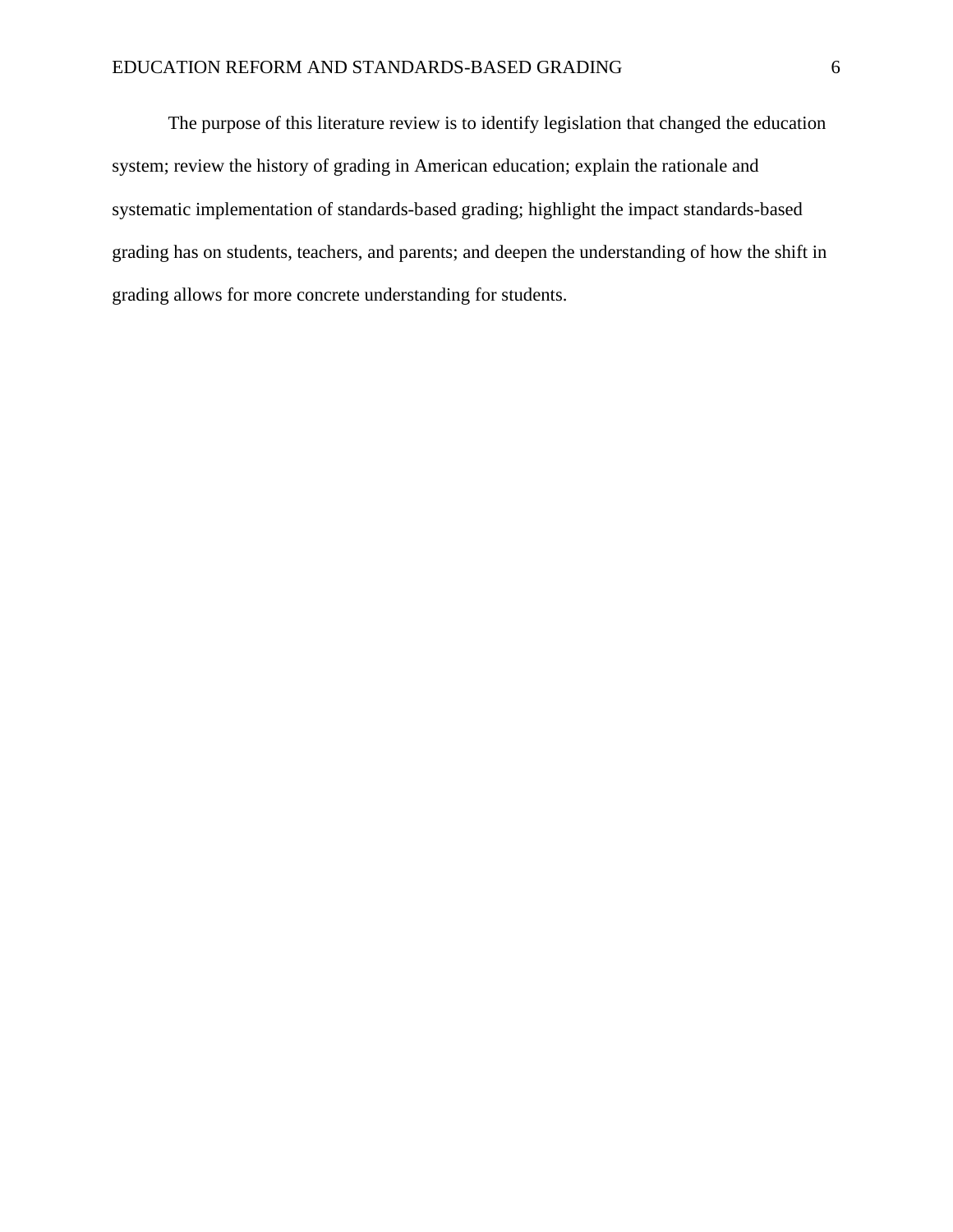The purpose of this literature review is to identify legislation that changed the education system; review the history of grading in American education; explain the rationale and systematic implementation of standards-based grading; highlight the impact standards-based grading has on students, teachers, and parents; and deepen the understanding of how the shift in grading allows for more concrete understanding for students.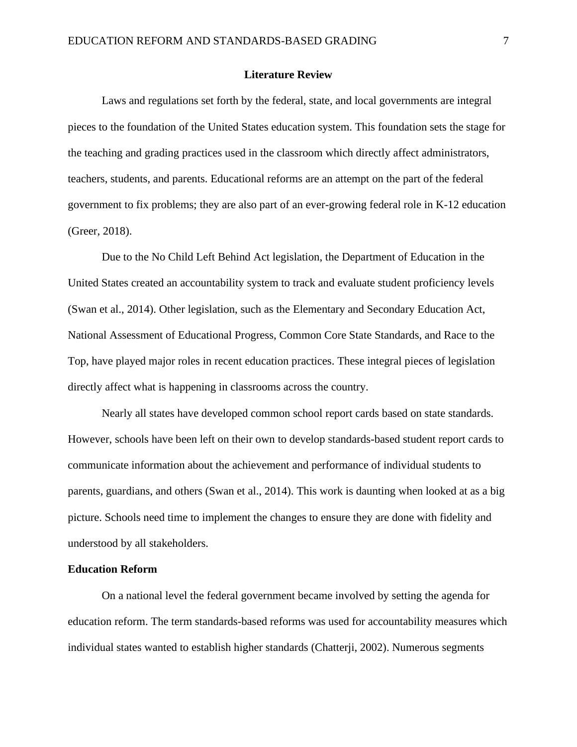## Literature Review

Laws and regulations set forth by the federal, state, and local governments are integral pieces to the foundation of the United States education system. This foundation sets the stage for the teaching and grading practices used in the classroom which directly affect administrators, teachers, students, and parents. Educational reforms are an attempt on the part of the federal government to fix problems; they are also part of an ever-growing federal role in K-12 education (Greer, 2018).

Due to the No Child Left Behind Act legislation, the Department of Education in the United States created an accountability system to track and evaluate student proficiency levels (Swan et al., 2014). Other legislation, such as the Elementary and Secondary Education Act, National Assessment of Educational Progress, Common Core State Standards, and Race to the Top, have played major roles in recent education practices. These integral pieces of legislation directly affect what is happening in classrooms across the country.

Nearly all states have developed common school report cards based on state standards. However, schools have been left on their own to develop standards-based student report cards to communicate information about the achievement and performance of individual students to parents, guardians, and others (Swan et al., 2014). This work is daunting when looked at as a big picture. Schools need time to implement the changes to ensure they are done with fidelity and understood by all stakeholders.

### Education Reform

On a national level the federal government became involved by setting the agenda for education reform. The term standards-based reforms was used for accountability measures which individual states wanted to establish higher standards (Chatterji, 2002). Numerous segments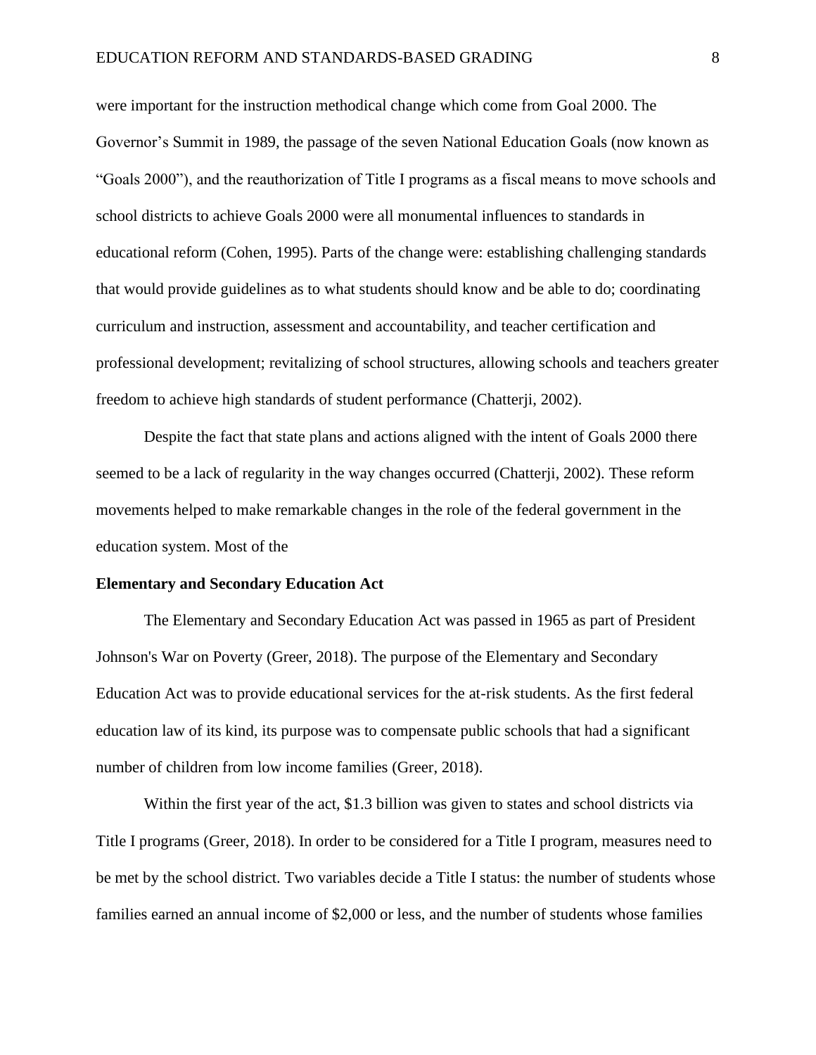were important for the instruction methodical change which come from Goal 2000. The Governor's Summit in 1989, the passage of the seven National Education Goals (now known as "Goals 2000"), and the reauthorization of Title I programs as a fiscal means to move schools and school districts to achieve Goals 2000 were all monumental influences to standards in educational reform (Cohen, 1995). Parts of the change were: establishing challenging standards that would provide guidelines as to what students should know and be able to do; coordinating curriculum and instruction, assessment and accountability, and teacher certification and professional development; revitalizing of school structures, allowing schools and teachers greater freedom to achieve high standards of student performance (Chatterji, 2002).

Despite the fact that state plans and actions aligned with the intent of Goals 2000 there seemed to be a lack of regularity in the way changes occurred (Chatterji, 2002). These reform movements helped to make remarkable changes in the role of the federal government in the education system. Most of the

**Elementary and Secondary Education Act**

The Elementary and Secondary Education Act was passed in 1965 as part of President Johnson's War on Poverty (Greer, 2018). The purpose of the Elementary and Secondary Education Act was to provide educational services for the at-risk students. As the first federal education law of its kind, its purpose was to compensate public schools that had a significant number of children from low income families (Greer, 2018).

Within the first year of the act, $1.3 billion was given to states and school districts via Title I programs (Greer, 2018). In order to be considered for a Title I program, measures need to be met by the school district. Two variables decide a Title I status: the number of students whose families earned an annual income of $2,000 or less, and the number of students whose families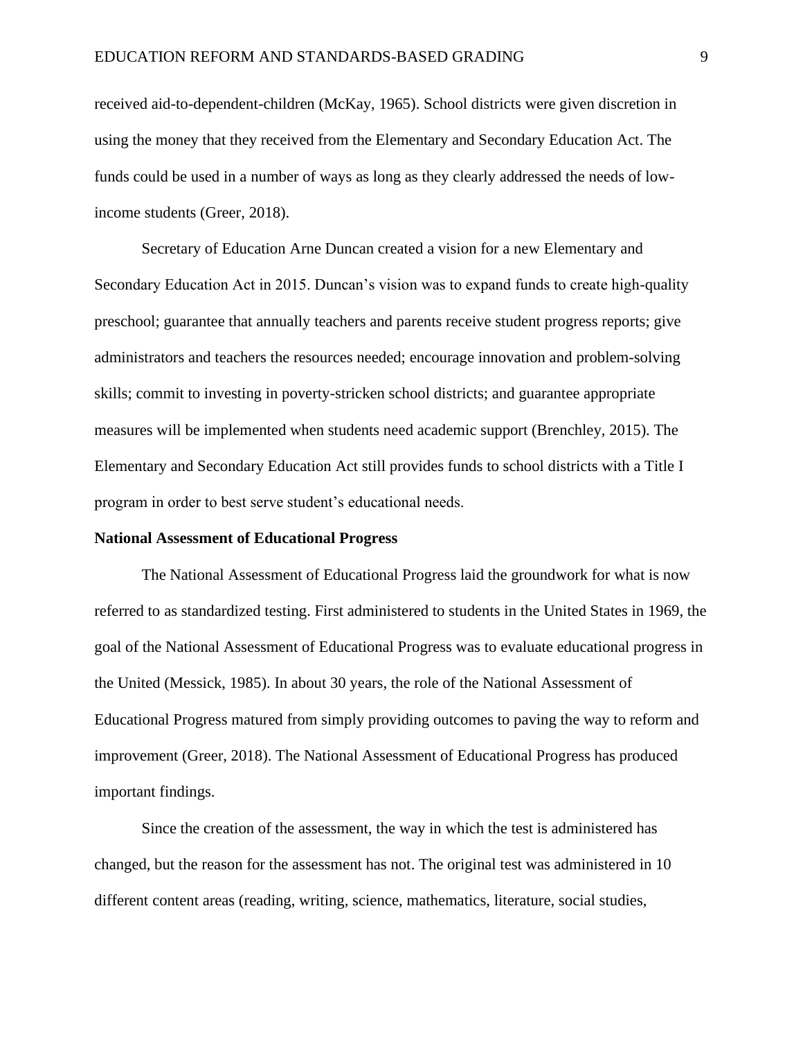received aid-to-dependent-children (McKay, 1965). School districts were given discretion in using the money that they received from the Elementary and Secondary Education Act. The funds could be used in a number of ways as long as they clearly addressed the needs of low-income students (Greer, 2018).

Secretary of Education Arne Duncan created a vision for a new Elementary and Secondary Education Act in 2015. Duncan's vision was to expand funds to create high-quality preschool; guarantee that annually teachers and parents receive student progress reports; give administrators and teachers the resources needed; encourage innovation and problem-solving skills; commit to investing in poverty-stricken school districts; and guarantee appropriate measures will be implemented when students need academic support (Brenchley, 2015). The Elementary and Secondary Education Act still provides funds to school districts with a Title I program in order to best serve student's educational needs.

**National Assessment of Educational Progress**

The National Assessment of Educational Progress laid the groundwork for what is now referred to as standardized testing. First administered to students in the United States in 1969, the goal of the National Assessment of Educational Progress was to evaluate educational progress in the United (Messick, 1985). In about 30 years, the role of the National Assessment of Educational Progress matured from simply providing outcomes to paving the way to reform and improvement (Greer, 2018). The National Assessment of Educational Progress has produced important findings.

Since the creation of the assessment, the way in which the test is administered has changed, but the reason for the assessment has not. The original test was administered in 10 different content areas (reading, writing, science, mathematics, literature, social studies,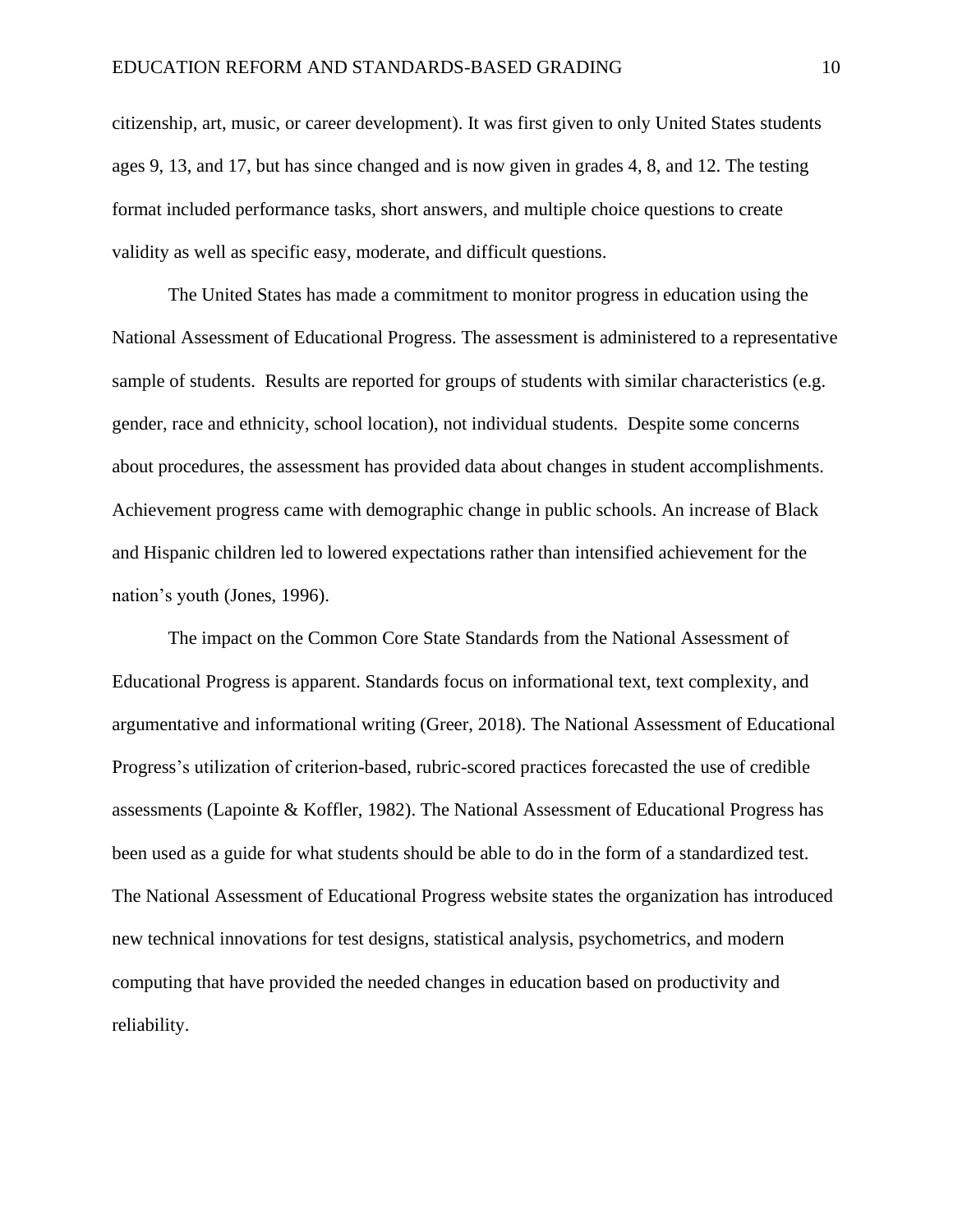citizenship, art, music, or career development). It was first given to only United States students ages 9, 13, and 17, but has since changed and is now given in grades 4, 8, and 12. The testing format included performance tasks, short answers, and multiple choice questions to create validity as well as specific easy, moderate, and difficult questions.

The United States has made a commitment to monitor progress in education using the National Assessment of Educational Progress. The assessment is administered to a representative sample of students. Results are reported for groups of students with similar characteristics (e.g. gender, race and ethnicity, school location), not individual students. Despite some concerns about procedures, the assessment has provided data about changes in student accomplishments. Achievement progress came with demographic change in public schools. An increase of Black and Hispanic children led to lowered expectations rather than intensified achievement for the nation's youth (Jones, 1996).

The impact on the Common Core State Standards from the National Assessment of Educational Progress is apparent. Standards focus on informational text, text complexity, and argumentative and informational writing (Greer, 2018). The National Assessment of Educational Progress's utilization of criterion-based, rubric-scored practices forecasted the use of credible assessments (Lapointe & Koffler, 1982). The National Assessment of Educational Progress has been used as a guide for what students should be able to do in the form of a standardized test. The National Assessment of Educational Progress website states the organization has introduced new technical innovations for test designs, statistical analysis, psychometrics, and modern computing that have provided the needed changes in education based on productivity and reliability.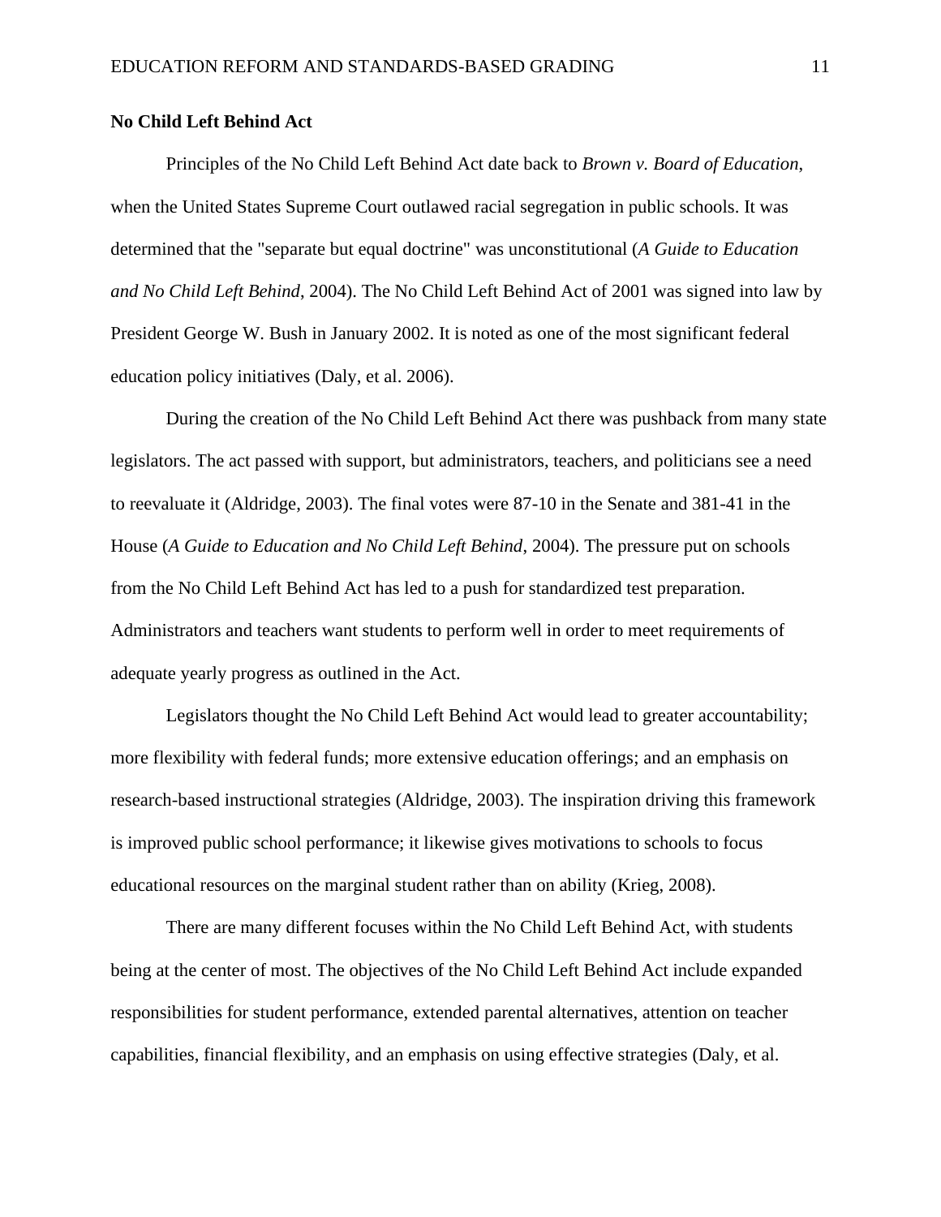**No Child Left Behind Act**

Principles of the No Child Left Behind Act date back to *Brown v. Board of Education*, when the United States Supreme Court outlawed racial segregation in public schools. It was determined that the "separate but equal doctrine" was unconstitutional (*A Guide to Education and No Child Left Behind*, 2004). The No Child Left Behind Act of 2001 was signed into law by President George W. Bush in January 2002. It is noted as one of the most significant federal education policy initiatives (Daly, et al. 2006).

During the creation of the No Child Left Behind Act there was pushback from many state legislators. The act passed with support, but administrators, teachers, and politicians see a need to reevaluate it (Aldridge, 2003). The final votes were 87-10 in the Senate and 381-41 in the House (*A Guide to Education and No Child Left Behind*, 2004). The pressure put on schools from the No Child Left Behind Act has led to a push for standardized test preparation. Administrators and teachers want students to perform well in order to meet requirements of adequate yearly progress as outlined in the Act.

Legislators thought the No Child Left Behind Act would lead to greater accountability; more flexibility with federal funds; more extensive education offerings; and an emphasis on research-based instructional strategies (Aldridge, 2003). The inspiration driving this framework is improved public school performance; it likewise gives motivations to schools to focus educational resources on the marginal student rather than on ability (Krieg, 2008).

There are many different focuses within the No Child Left Behind Act, with students being at the center of most. The objectives of the No Child Left Behind Act include expanded responsibilities for student performance, extended parental alternatives, attention on teacher capabilities, financial flexibility, and an emphasis on using effective strategies (Daly, et al.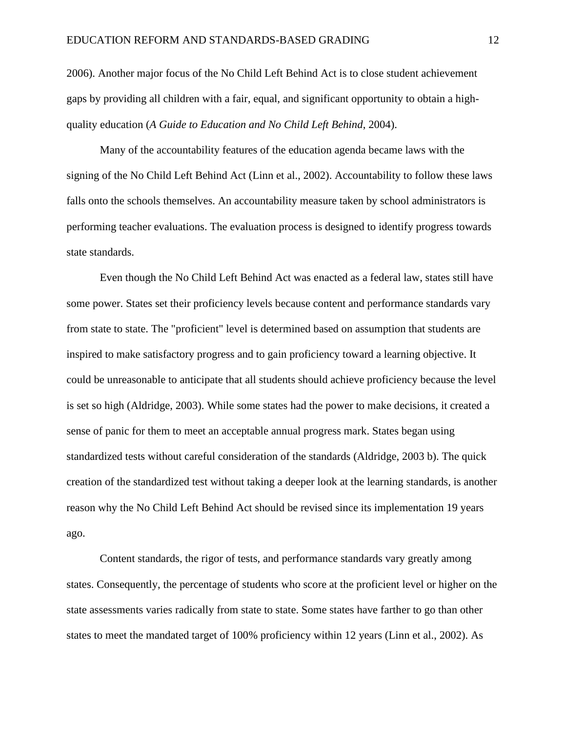2006). Another major focus of the No Child Left Behind Act is to close student achievement gaps by providing all children with a fair, equal, and significant opportunity to obtain a high-quality education (*A Guide to Education and No Child Left Behind*, 2004).

Many of the accountability features of the education agenda became laws with the signing of the No Child Left Behind Act (Linn et al., 2002). Accountability to follow these laws falls onto the schools themselves. An accountability measure taken by school administrators is performing teacher evaluations. The evaluation process is designed to identify progress towards state standards.

Even though the No Child Left Behind Act was enacted as a federal law, states still have some power. States set their proficiency levels because content and performance standards vary from state to state. The "proficient" level is determined based on assumption that students are inspired to make satisfactory progress and to gain proficiency toward a learning objective. It could be unreasonable to anticipate that all students should achieve proficiency because the level is set so high (Aldridge, 2003). While some states had the power to make decisions, it created a sense of panic for them to meet an acceptable annual progress mark. States began using standardized tests without careful consideration of the standards (Aldridge, 2003 b). The quick creation of the standardized test without taking a deeper look at the learning standards, is another reason why the No Child Left Behind Act should be revised since its implementation 19 years ago.

Content standards, the rigor of tests, and performance standards vary greatly among states. Consequently, the percentage of students who score at the proficient level or higher on the state assessments varies radically from state to state. Some states have farther to go than other states to meet the mandated target of 100% proficiency within 12 years (Linn et al., 2002). As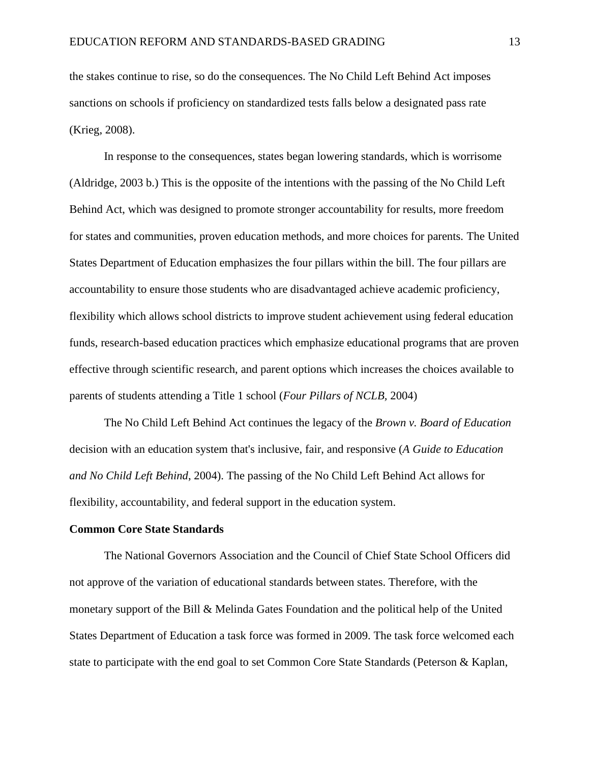the stakes continue to rise, so do the consequences. The No Child Left Behind Act imposes sanctions on schools if proficiency on standardized tests falls below a designated pass rate (Krieg, 2008).

In response to the consequences, states began lowering standards, which is worrisome (Aldridge, 2003 b.) This is the opposite of the intentions with the passing of the No Child Left Behind Act, which was designed to promote stronger accountability for results, more freedom for states and communities, proven education methods, and more choices for parents. The United States Department of Education emphasizes the four pillars within the bill. The four pillars are accountability to ensure those students who are disadvantaged achieve academic proficiency, flexibility which allows school districts to improve student achievement using federal education funds, research-based education practices which emphasize educational programs that are proven effective through scientific research, and parent options which increases the choices available to parents of students attending a Title 1 school (*Four Pillars of NCLB,* 2004)

The No Child Left Behind Act continues the legacy of the *Brown v. Board of Education* decision with an education system that's inclusive, fair, and responsive (*A Guide to Education and No Child Left Behind*, 2004). The passing of the No Child Left Behind Act allows for flexibility, accountability, and federal support in the education system.

**Common Core State Standards**

The National Governors Association and the Council of Chief State School Officers did not approve of the variation of educational standards between states. Therefore, with the monetary support of the Bill & Melinda Gates Foundation and the political help of the United States Department of Education a task force was formed in 2009. The task force welcomed each state to participate with the end goal to set Common Core State Standards (Peterson & Kaplan,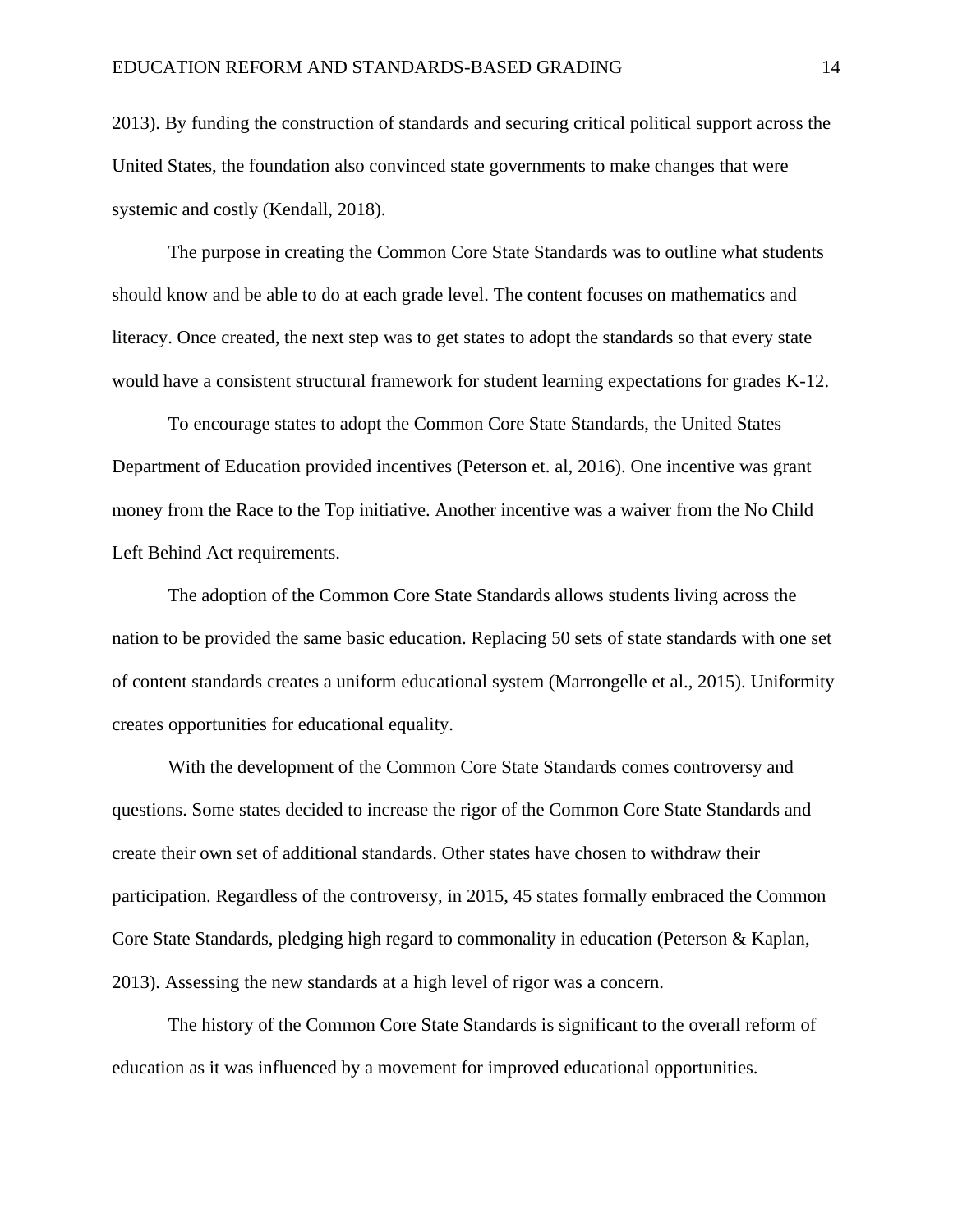2013). By funding the construction of standards and securing critical political support across the United States, the foundation also convinced state governments to make changes that were systemic and costly (Kendall, 2018).

The purpose in creating the Common Core State Standards was to outline what students should know and be able to do at each grade level. The content focuses on mathematics and literacy. Once created, the next step was to get states to adopt the standards so that every state would have a consistent structural framework for student learning expectations for grades K-12.

To encourage states to adopt the Common Core State Standards, the United States Department of Education provided incentives (Peterson et. al, 2016). One incentive was grant money from the Race to the Top initiative. Another incentive was a waiver from the No Child Left Behind Act requirements.

The adoption of the Common Core State Standards allows students living across the nation to be provided the same basic education. Replacing 50 sets of state standards with one set of content standards creates a uniform educational system (Marrongelle et al., 2015). Uniformity creates opportunities for educational equality.

With the development of the Common Core State Standards comes controversy and questions. Some states decided to increase the rigor of the Common Core State Standards and create their own set of additional standards. Other states have chosen to withdraw their participation. Regardless of the controversy, in 2015, 45 states formally embraced the Common Core State Standards, pledging high regard to commonality in education (Peterson & Kaplan, 2013). Assessing the new standards at a high level of rigor was a concern.

The history of the Common Core State Standards is significant to the overall reform of education as it was influenced by a movement for improved educational opportunities.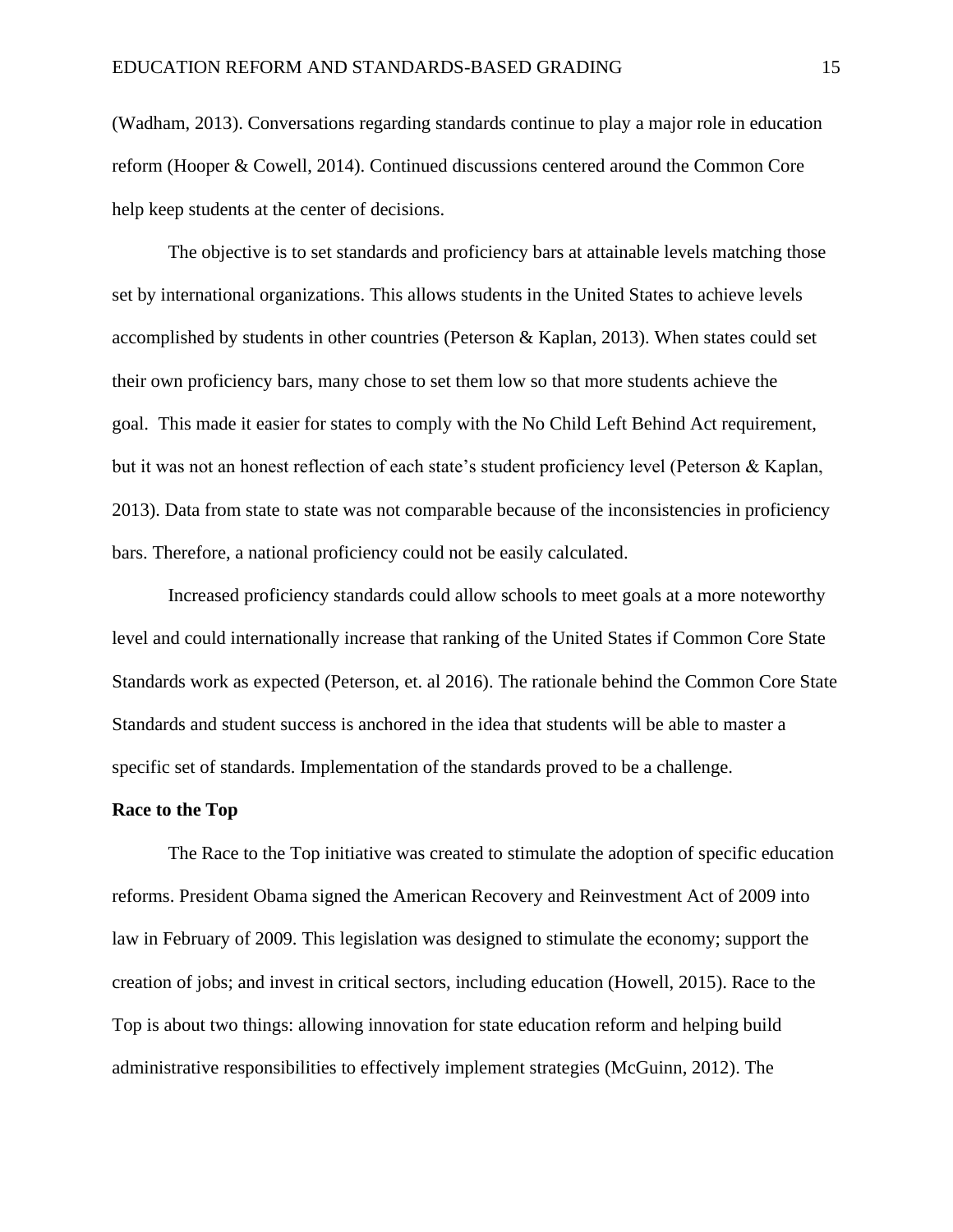(Wadham, 2013). Conversations regarding standards continue to play a major role in education reform (Hooper & Cowell, 2014). Continued discussions centered around the Common Core help keep students at the center of decisions.

The objective is to set standards and proficiency bars at attainable levels matching those set by international organizations. This allows students in the United States to achieve levels accomplished by students in other countries (Peterson & Kaplan, 2013). When states could set their own proficiency bars, many chose to set them low so that more students achieve the goal. This made it easier for states to comply with the No Child Left Behind Act requirement, but it was not an honest reflection of each state's student proficiency level (Peterson & Kaplan, 2013). Data from state to state was not comparable because of the inconsistencies in proficiency bars. Therefore, a national proficiency could not be easily calculated.

Increased proficiency standards could allow schools to meet goals at a more noteworthy level and could internationally increase that ranking of the United States if Common Core State Standards work as expected (Peterson, et. al 2016). The rationale behind the Common Core State Standards and student success is anchored in the idea that students will be able to master a specific set of standards. Implementation of the standards proved to be a challenge.

**Race to the Top**

The Race to the Top initiative was created to stimulate the adoption of specific education reforms. President Obama signed the American Recovery and Reinvestment Act of 2009 into law in February of 2009. This legislation was designed to stimulate the economy; support the creation of jobs; and invest in critical sectors, including education (Howell, 2015). Race to the Top is about two things: allowing innovation for state education reform and helping build administrative responsibilities to effectively implement strategies (McGuinn, 2012). The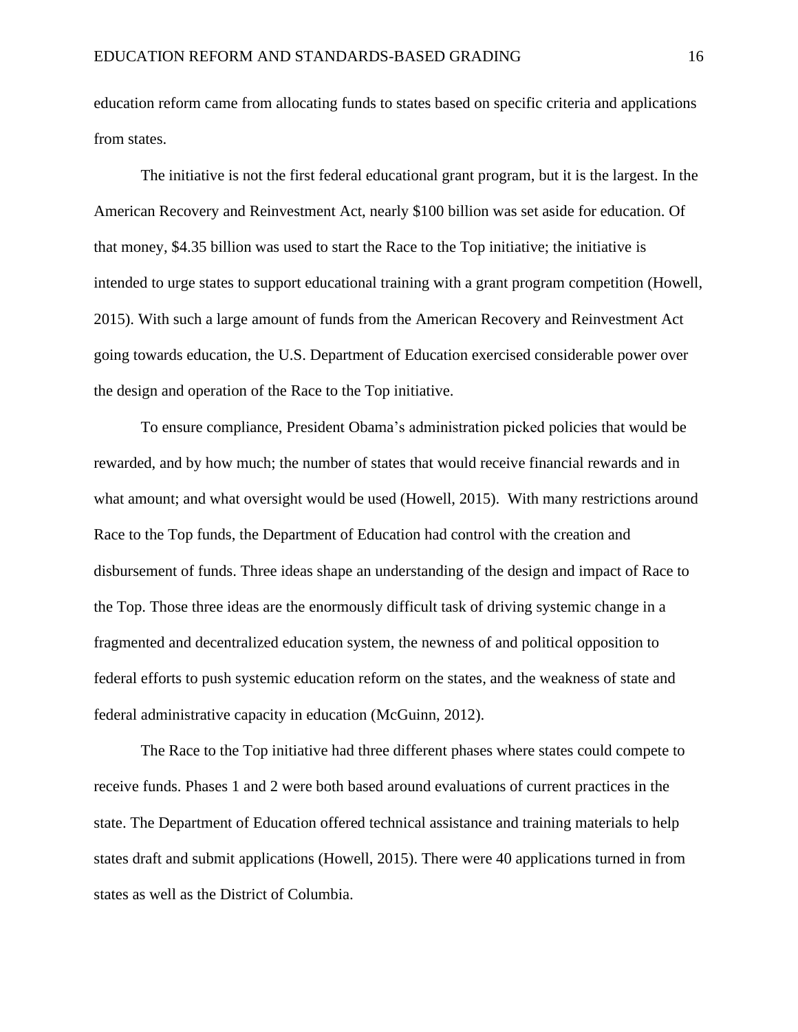education reform came from allocating funds to states based on specific criteria and applications from states.

The initiative is not the first federal educational grant program, but it is the largest. In the American Recovery and Reinvestment Act, nearly $100 billion was set aside for education. Of that money, $4.35 billion was used to start the Race to the Top initiative; the initiative is intended to urge states to support educational training with a grant program competition (Howell, 2015). With such a large amount of funds from the American Recovery and Reinvestment Act going towards education, the U.S. Department of Education exercised considerable power over the design and operation of the Race to the Top initiative.

To ensure compliance, President Obama's administration picked policies that would be rewarded, and by how much; the number of states that would receive financial rewards and in what amount; and what oversight would be used (Howell, 2015). With many restrictions around Race to the Top funds, the Department of Education had control with the creation and disbursement of funds. Three ideas shape an understanding of the design and impact of Race to the Top. Those three ideas are the enormously difficult task of driving systemic change in a fragmented and decentralized education system, the newness of and political opposition to federal efforts to push systemic education reform on the states, and the weakness of state and federal administrative capacity in education (McGuinn, 2012).

The Race to the Top initiative had three different phases where states could compete to receive funds. Phases 1 and 2 were both based around evaluations of current practices in the state. The Department of Education offered technical assistance and training materials to help states draft and submit applications (Howell, 2015). There were 40 applications turned in from states as well as the District of Columbia.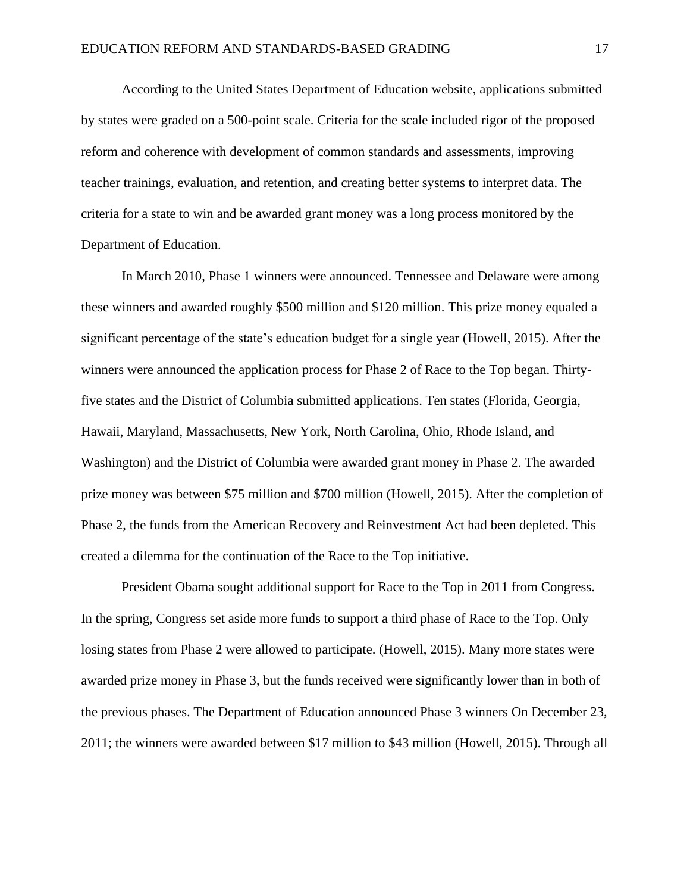According to the United States Department of Education website, applications submitted by states were graded on a 500-point scale. Criteria for the scale included rigor of the proposed reform and coherence with development of common standards and assessments, improving teacher trainings, evaluation, and retention, and creating better systems to interpret data. The criteria for a state to win and be awarded grant money was a long process monitored by the Department of Education.

In March 2010, Phase 1 winners were announced. Tennessee and Delaware were among these winners and awarded roughly $500 million and $120 million. This prize money equaled a significant percentage of the state's education budget for a single year (Howell, 2015). After the winners were announced the application process for Phase 2 of Race to the Top began. Thirty-five states and the District of Columbia submitted applications. Ten states (Florida, Georgia, Hawaii, Maryland, Massachusetts, New York, North Carolina, Ohio, Rhode Island, and Washington) and the District of Columbia were awarded grant money in Phase 2. The awarded prize money was between $75 million and $700 million (Howell, 2015). After the completion of Phase 2, the funds from the American Recovery and Reinvestment Act had been depleted. This created a dilemma for the continuation of the Race to the Top initiative.

President Obama sought additional support for Race to the Top in 2011 from Congress. In the spring, Congress set aside more funds to support a third phase of Race to the Top. Only losing states from Phase 2 were allowed to participate. (Howell, 2015). Many more states were awarded prize money in Phase 3, but the funds received were significantly lower than in both of the previous phases. The Department of Education announced Phase 3 winners On December 23, 2011; the winners were awarded between $17 million to $43 million (Howell, 2015). Through all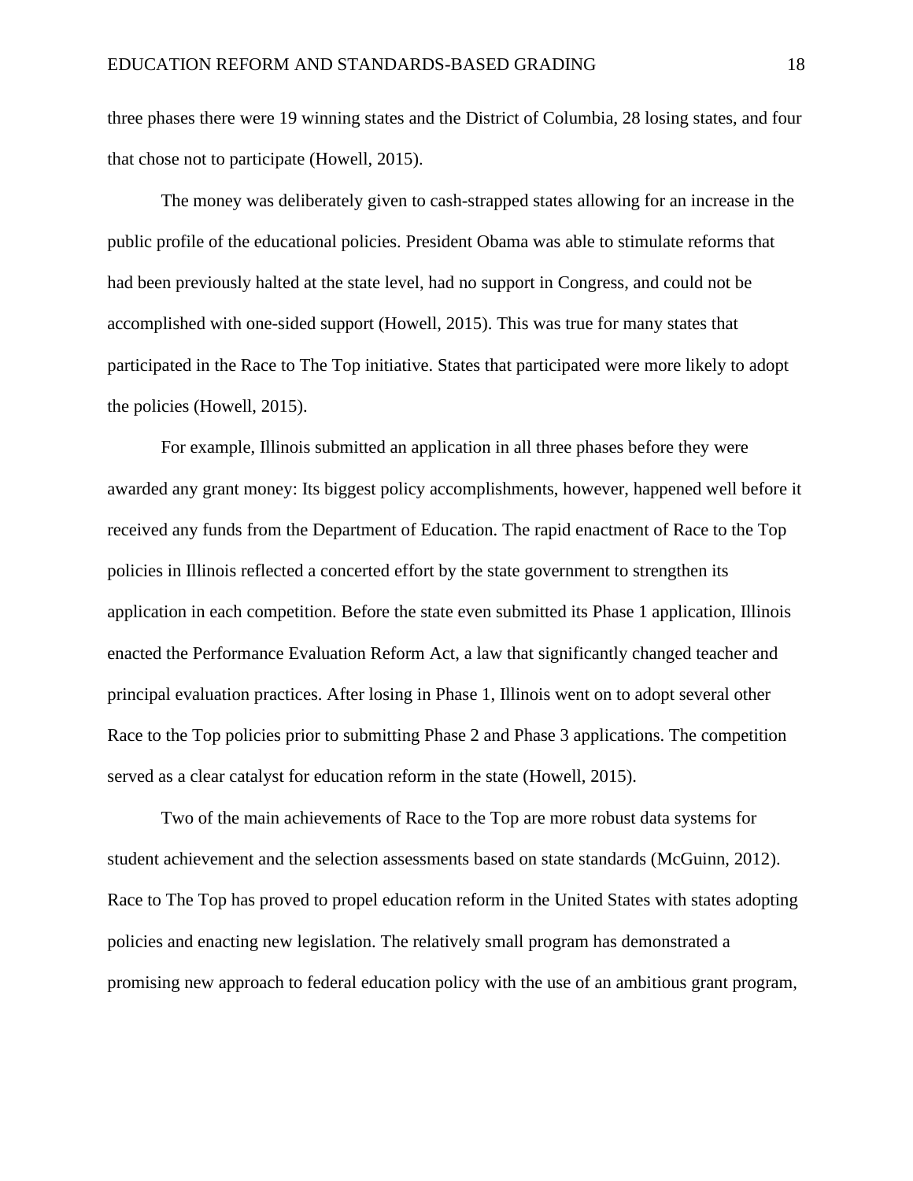three phases there were 19 winning states and the District of Columbia, 28 losing states, and four that chose not to participate (Howell, 2015).

The money was deliberately given to cash-strapped states allowing for an increase in the public profile of the educational policies. President Obama was able to stimulate reforms that had been previously halted at the state level, had no support in Congress, and could not be accomplished with one-sided support (Howell, 2015). This was true for many states that participated in the Race to The Top initiative. States that participated were more likely to adopt the policies (Howell, 2015).

For example, Illinois submitted an application in all three phases before they were awarded any grant money: Its biggest policy accomplishments, however, happened well before it received any funds from the Department of Education. The rapid enactment of Race to the Top policies in Illinois reflected a concerted effort by the state government to strengthen its application in each competition. Before the state even submitted its Phase 1 application, Illinois enacted the Performance Evaluation Reform Act, a law that significantly changed teacher and principal evaluation practices. After losing in Phase 1, Illinois went on to adopt several other Race to the Top policies prior to submitting Phase 2 and Phase 3 applications. The competition served as a clear catalyst for education reform in the state (Howell, 2015).

Two of the main achievements of Race to the Top are more robust data systems for student achievement and the selection assessments based on state standards (McGuinn, 2012). Race to The Top has proved to propel education reform in the United States with states adopting policies and enacting new legislation. The relatively small program has demonstrated a promising new approach to federal education policy with the use of an ambitious grant program,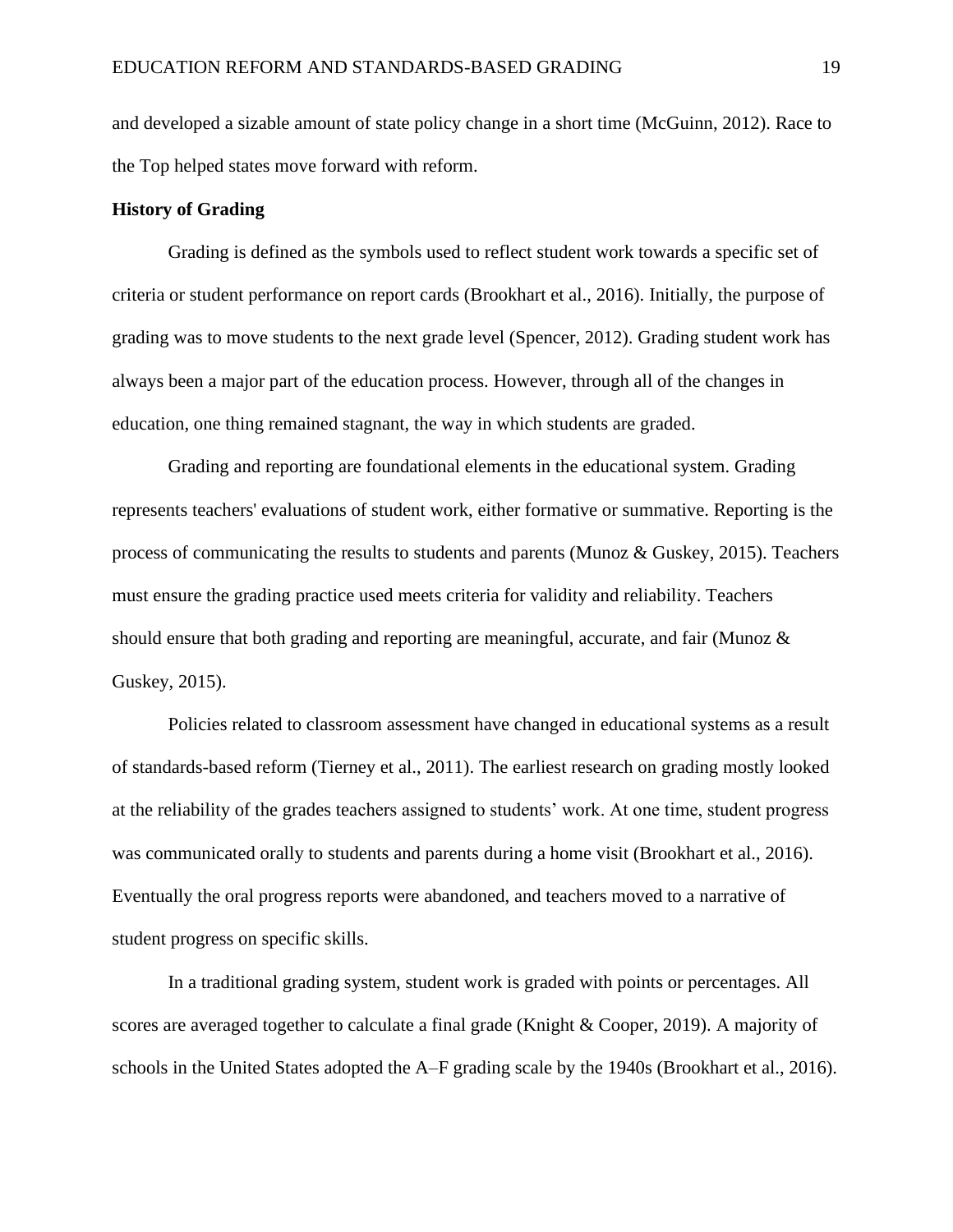and developed a sizable amount of state policy change in a short time (McGuinn, 2012). Race to the Top helped states move forward with reform.

**History of Grading**

Grading is defined as the symbols used to reflect student work towards a specific set of criteria or student performance on report cards (Brookhart et al., 2016). Initially, the purpose of grading was to move students to the next grade level (Spencer, 2012). Grading student work has always been a major part of the education process. However, through all of the changes in education, one thing remained stagnant, the way in which students are graded.

Grading and reporting are foundational elements in the educational system. Grading represents teachers' evaluations of student work, either formative or summative. Reporting is the process of communicating the results to students and parents (Munoz & Guskey, 2015). Teachers must ensure the grading practice used meets criteria for validity and reliability. Teachers should ensure that both grading and reporting are meaningful, accurate, and fair (Munoz & Guskey, 2015).

Policies related to classroom assessment have changed in educational systems as a result of standards-based reform (Tierney et al., 2011). The earliest research on grading mostly looked at the reliability of the grades teachers assigned to students' work. At one time, student progress was communicated orally to students and parents during a home visit (Brookhart et al., 2016). Eventually the oral progress reports were abandoned, and teachers moved to a narrative of student progress on specific skills.

In a traditional grading system, student work is graded with points or percentages. All scores are averaged together to calculate a final grade (Knight & Cooper, 2019). A majority of schools in the United States adopted the A–F grading scale by the 1940s (Brookhart et al., 2016).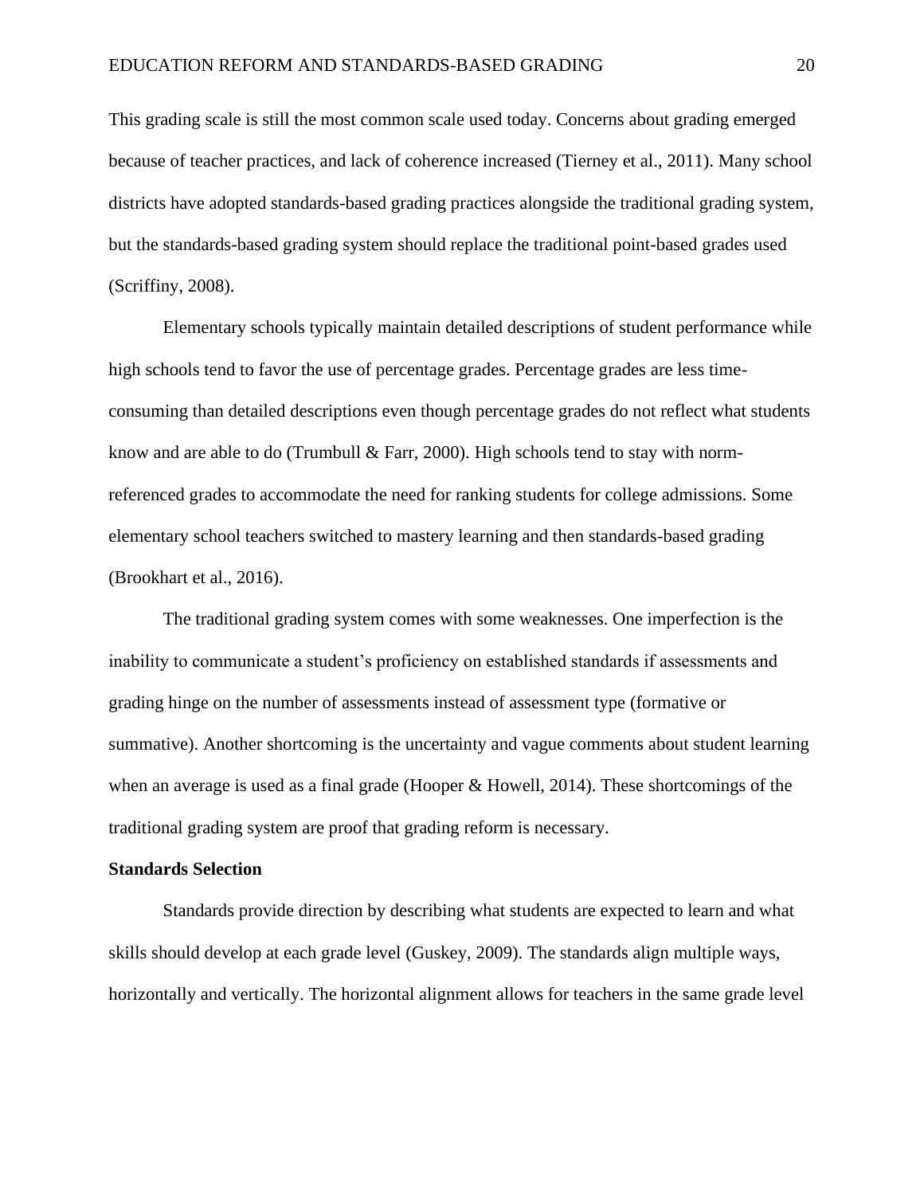This grading scale is still the most common scale used today. Concerns about grading emerged because of teacher practices, and lack of coherence increased (Tierney et al., 2011). Many school districts have adopted standards-based grading practices alongside the traditional grading system, but the standards-based grading system should replace the traditional point-based grades used (Scriffiny, 2008).

Elementary schools typically maintain detailed descriptions of student performance while high schools tend to favor the use of percentage grades. Percentage grades are less time-consuming than detailed descriptions even though percentage grades do not reflect what students know and are able to do (Trumbull & Farr, 2000). High schools tend to stay with norm-referenced grades to accommodate the need for ranking students for college admissions. Some elementary school teachers switched to mastery learning and then standards-based grading (Brookhart et al., 2016).

The traditional grading system comes with some weaknesses. One imperfection is the inability to communicate a student's proficiency on established standards if assessments and grading hinge on the number of assessments instead of assessment type (formative or summative). Another shortcoming is the uncertainty and vague comments about student learning when an average is used as a final grade (Hooper & Howell, 2014). These shortcomings of the traditional grading system are proof that grading reform is necessary.

**Standards Selection**

Standards provide direction by describing what students are expected to learn and what skills should develop at each grade level (Guskey, 2009). The standards align multiple ways, horizontally and vertically. The horizontal alignment allows for teachers in the same grade level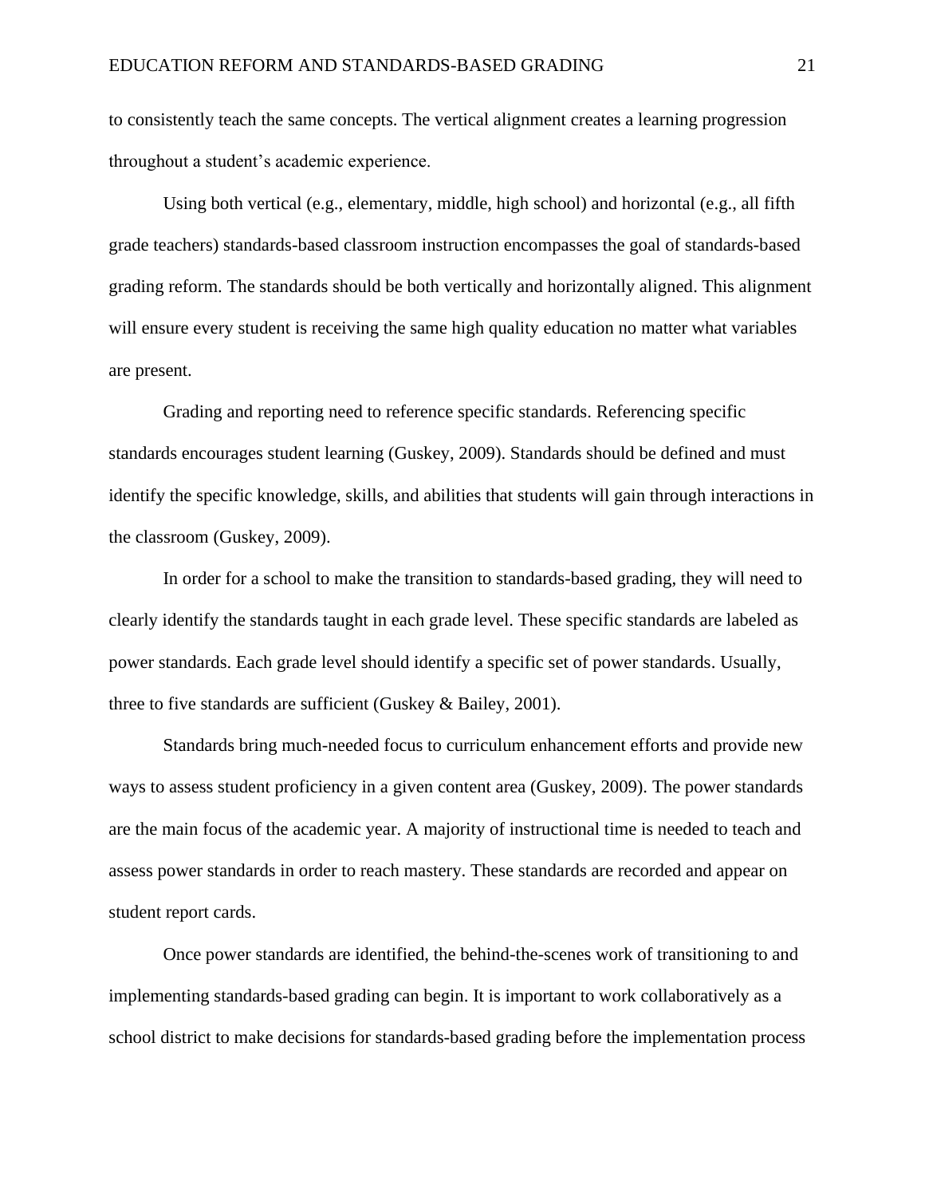to consistently teach the same concepts. The vertical alignment creates a learning progression throughout a student's academic experience.

Using both vertical (e.g., elementary, middle, high school) and horizontal (e.g., all fifth grade teachers) standards-based classroom instruction encompasses the goal of standards-based grading reform. The standards should be both vertically and horizontally aligned. This alignment will ensure every student is receiving the same high quality education no matter what variables are present.

Grading and reporting need to reference specific standards. Referencing specific standards encourages student learning (Guskey, 2009). Standards should be defined and must identify the specific knowledge, skills, and abilities that students will gain through interactions in the classroom (Guskey, 2009).

In order for a school to make the transition to standards-based grading, they will need to clearly identify the standards taught in each grade level. These specific standards are labeled as power standards. Each grade level should identify a specific set of power standards. Usually, three to five standards are sufficient (Guskey & Bailey, 2001).

Standards bring much-needed focus to curriculum enhancement efforts and provide new ways to assess student proficiency in a given content area (Guskey, 2009). The power standards are the main focus of the academic year. A majority of instructional time is needed to teach and assess power standards in order to reach mastery. These standards are recorded and appear on student report cards.

Once power standards are identified, the behind-the-scenes work of transitioning to and implementing standards-based grading can begin. It is important to work collaboratively as a school district to make decisions for standards-based grading before the implementation process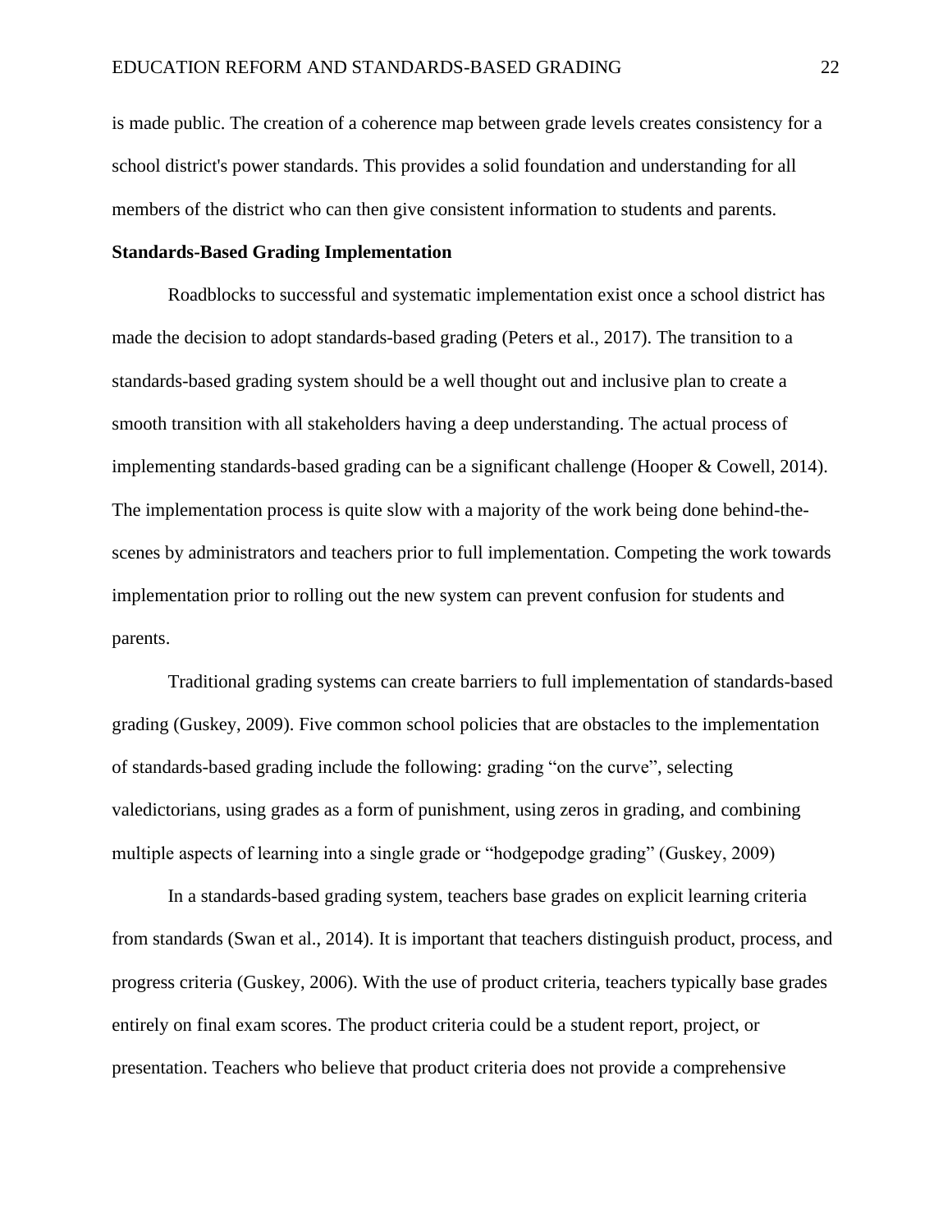is made public. The creation of a coherence map between grade levels creates consistency for a school district's power standards. This provides a solid foundation and understanding for all members of the district who can then give consistent information to students and parents.

**Standards-Based Grading Implementation**

Roadblocks to successful and systematic implementation exist once a school district has made the decision to adopt standards-based grading (Peters et al., 2017). The transition to a standards-based grading system should be a well thought out and inclusive plan to create a smooth transition with all stakeholders having a deep understanding. The actual process of implementing standards-based grading can be a significant challenge (Hooper & Cowell, 2014). The implementation process is quite slow with a majority of the work being done behind-the-scenes by administrators and teachers prior to full implementation. Competing the work towards implementation prior to rolling out the new system can prevent confusion for students and parents.

Traditional grading systems can create barriers to full implementation of standards-based grading (Guskey, 2009). Five common school policies that are obstacles to the implementation of standards-based grading include the following: grading "on the curve", selecting valedictorians, using grades as a form of punishment, using zeros in grading, and combining multiple aspects of learning into a single grade or "hodgepodge grading" (Guskey, 2009)

In a standards-based grading system, teachers base grades on explicit learning criteria from standards (Swan et al., 2014). It is important that teachers distinguish product, process, and progress criteria (Guskey, 2006). With the use of product criteria, teachers typically base grades entirely on final exam scores. The product criteria could be a student report, project, or presentation. Teachers who believe that product criteria does not provide a comprehensive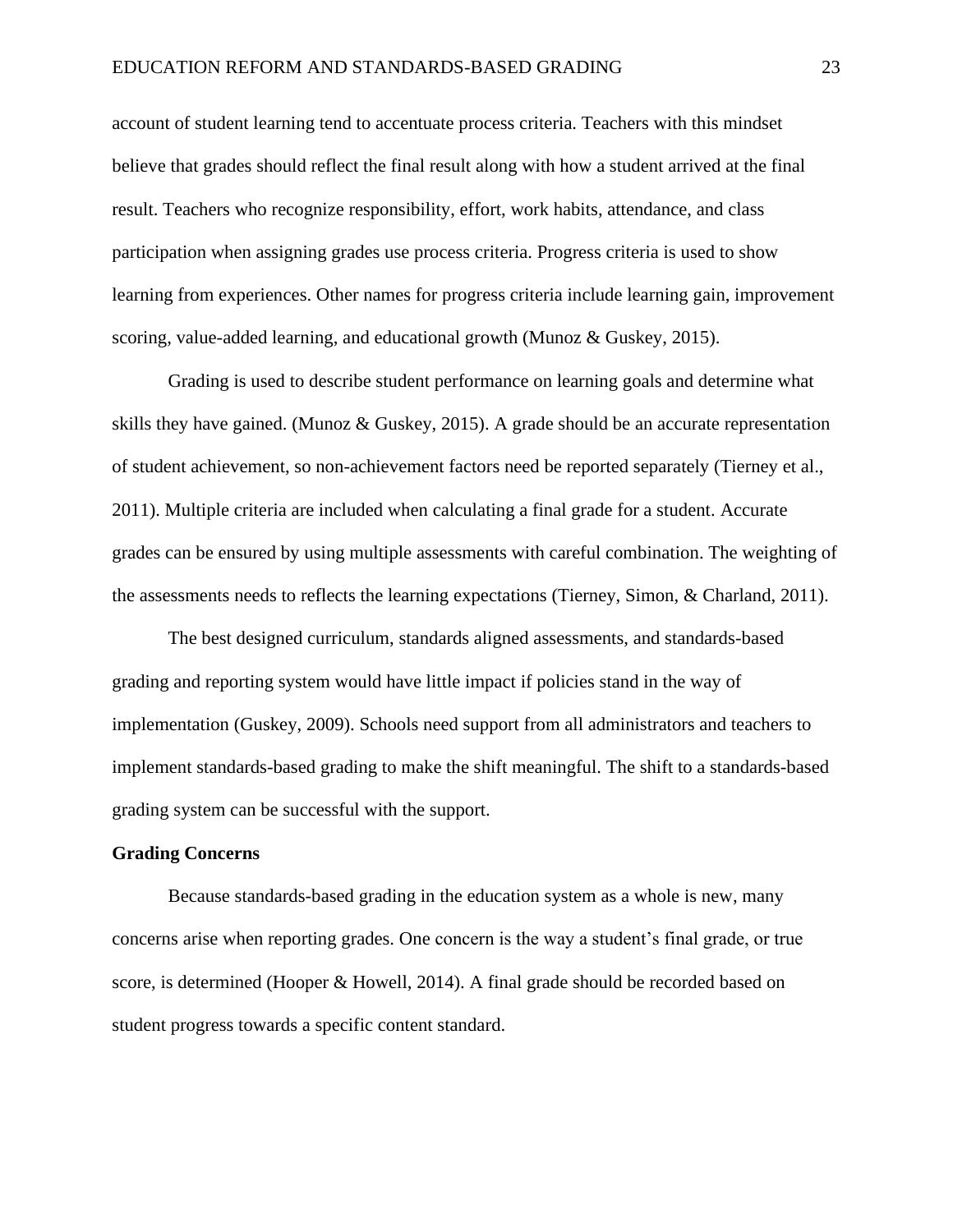account of student learning tend to accentuate process criteria. Teachers with this mindset believe that grades should reflect the final result along with how a student arrived at the final result. Teachers who recognize responsibility, effort, work habits, attendance, and class participation when assigning grades use process criteria. Progress criteria is used to show learning from experiences. Other names for progress criteria include learning gain, improvement scoring, value-added learning, and educational growth (Munoz & Guskey, 2015).

Grading is used to describe student performance on learning goals and determine what skills they have gained. (Munoz & Guskey, 2015). A grade should be an accurate representation of student achievement, so non-achievement factors need be reported separately (Tierney et al., 2011). Multiple criteria are included when calculating a final grade for a student. Accurate grades can be ensured by using multiple assessments with careful combination. The weighting of the assessments needs to reflects the learning expectations (Tierney, Simon, & Charland, 2011).

The best designed curriculum, standards aligned assessments, and standards-based grading and reporting system would have little impact if policies stand in the way of implementation (Guskey, 2009). Schools need support from all administrators and teachers to implement standards-based grading to make the shift meaningful. The shift to a standards-based grading system can be successful with the support.

**Grading Concerns**

Because standards-based grading in the education system as a whole is new, many concerns arise when reporting grades. One concern is the way a student's final grade, or true score, is determined (Hooper & Howell, 2014). A final grade should be recorded based on student progress towards a specific content standard.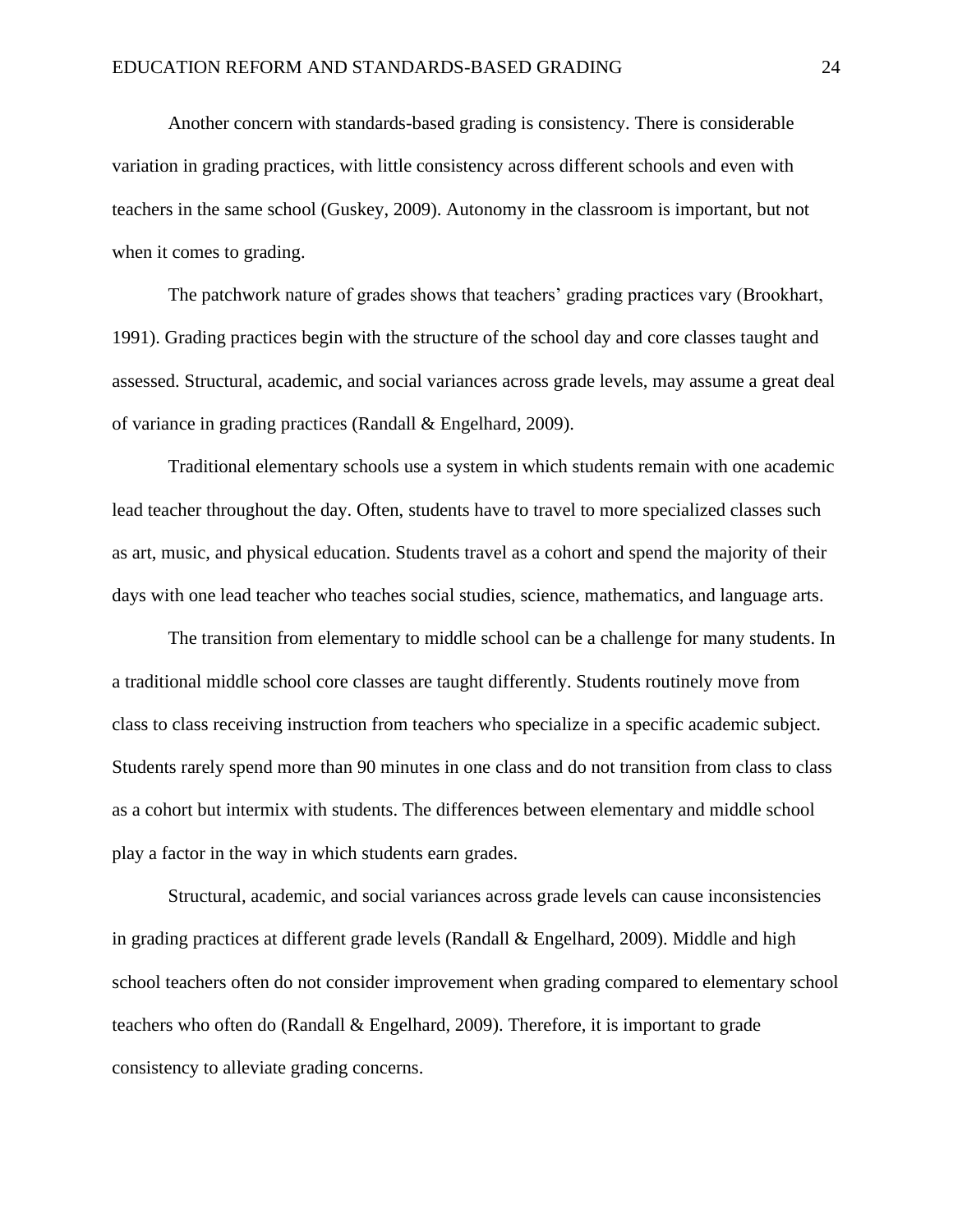Another concern with standards-based grading is consistency. There is considerable variation in grading practices, with little consistency across different schools and even with teachers in the same school (Guskey, 2009). Autonomy in the classroom is important, but not when it comes to grading.

The patchwork nature of grades shows that teachers' grading practices vary (Brookhart, 1991). Grading practices begin with the structure of the school day and core classes taught and assessed. Structural, academic, and social variances across grade levels, may assume a great deal of variance in grading practices (Randall & Engelhard, 2009).

Traditional elementary schools use a system in which students remain with one academic lead teacher throughout the day. Often, students have to travel to more specialized classes such as art, music, and physical education. Students travel as a cohort and spend the majority of their days with one lead teacher who teaches social studies, science, mathematics, and language arts.

The transition from elementary to middle school can be a challenge for many students. In a traditional middle school core classes are taught differently. Students routinely move from class to class receiving instruction from teachers who specialize in a specific academic subject. Students rarely spend more than 90 minutes in one class and do not transition from class to class as a cohort but intermix with students. The differences between elementary and middle school play a factor in the way in which students earn grades.

Structural, academic, and social variances across grade levels can cause inconsistencies in grading practices at different grade levels (Randall & Engelhard, 2009). Middle and high school teachers often do not consider improvement when grading compared to elementary school teachers who often do (Randall & Engelhard, 2009). Therefore, it is important to grade consistency to alleviate grading concerns.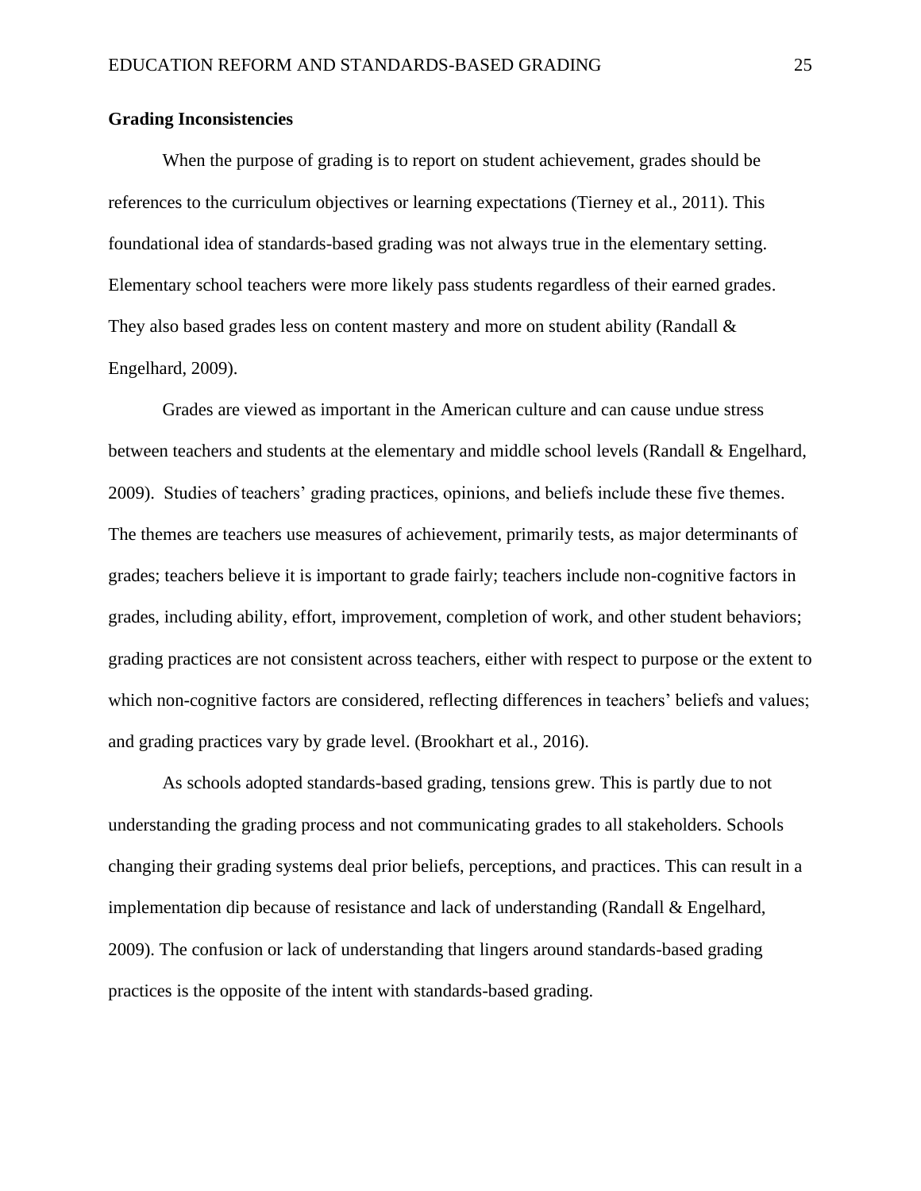**Grading Inconsistencies**

When the purpose of grading is to report on student achievement, grades should be references to the curriculum objectives or learning expectations (Tierney et al., 2011). This foundational idea of standards-based grading was not always true in the elementary setting. Elementary school teachers were more likely pass students regardless of their earned grades. They also based grades less on content mastery and more on student ability (Randall & Engelhard, 2009).

Grades are viewed as important in the American culture and can cause undue stress between teachers and students at the elementary and middle school levels (Randall & Engelhard, 2009). Studies of teachers' grading practices, opinions, and beliefs include these five themes. The themes are teachers use measures of achievement, primarily tests, as major determinants of grades; teachers believe it is important to grade fairly; teachers include non-cognitive factors in grades, including ability, effort, improvement, completion of work, and other student behaviors; grading practices are not consistent across teachers, either with respect to purpose or the extent to which non-cognitive factors are considered, reflecting differences in teachers' beliefs and values; and grading practices vary by grade level. (Brookhart et al., 2016).

As schools adopted standards-based grading, tensions grew. This is partly due to not understanding the grading process and not communicating grades to all stakeholders. Schools changing their grading systems deal prior beliefs, perceptions, and practices. This can result in a implementation dip because of resistance and lack of understanding (Randall & Engelhard, 2009). The confusion or lack of understanding that lingers around standards-based grading practices is the opposite of the intent with standards-based grading.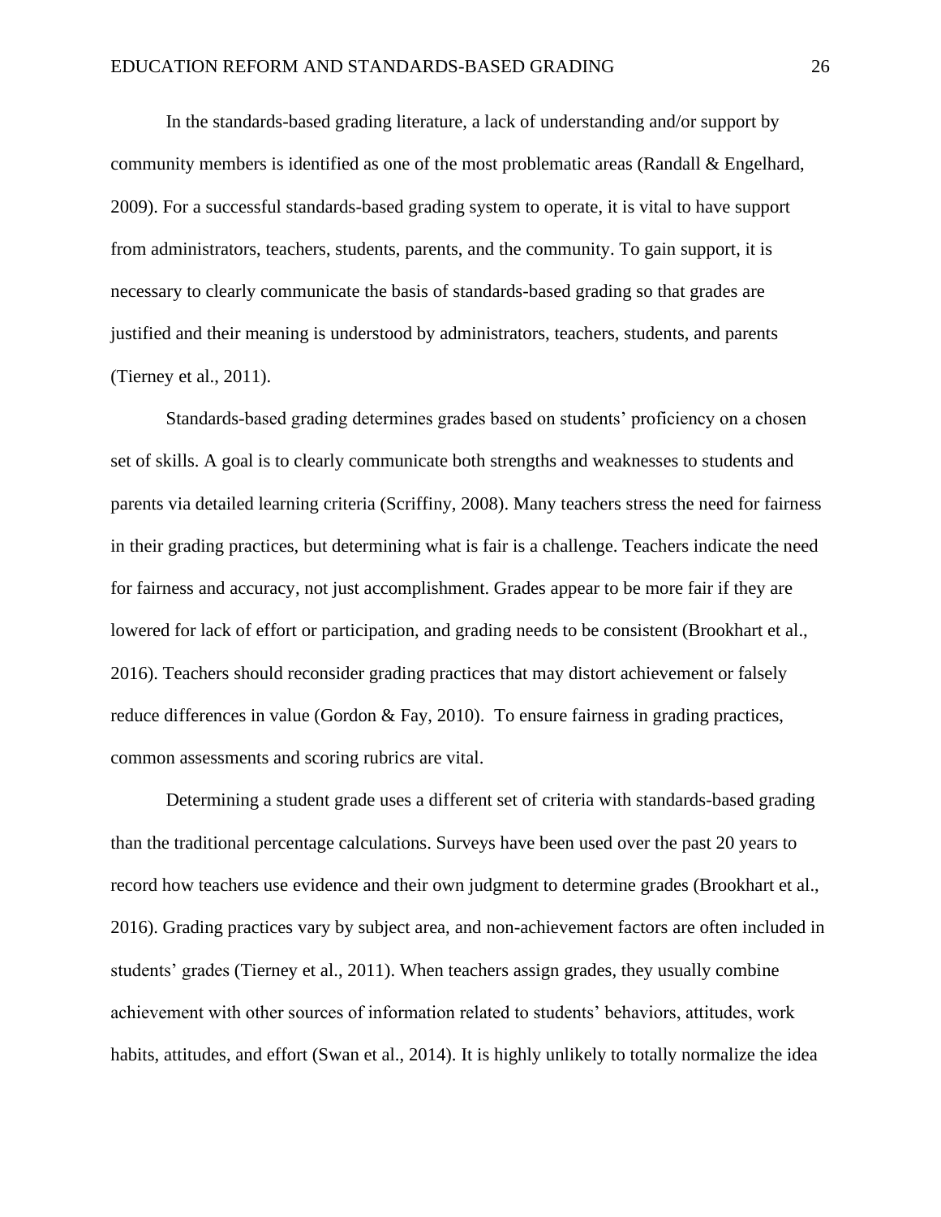In the standards-based grading literature, a lack of understanding and/or support by community members is identified as one of the most problematic areas (Randall & Engelhard, 2009). For a successful standards-based grading system to operate, it is vital to have support from administrators, teachers, students, parents, and the community. To gain support, it is necessary to clearly communicate the basis of standards-based grading so that grades are justified and their meaning is understood by administrators, teachers, students, and parents (Tierney et al., 2011).

Standards-based grading determines grades based on students' proficiency on a chosen set of skills. A goal is to clearly communicate both strengths and weaknesses to students and parents via detailed learning criteria (Scriffiny, 2008). Many teachers stress the need for fairness in their grading practices, but determining what is fair is a challenge. Teachers indicate the need for fairness and accuracy, not just accomplishment. Grades appear to be more fair if they are lowered for lack of effort or participation, and grading needs to be consistent (Brookhart et al., 2016). Teachers should reconsider grading practices that may distort achievement or falsely reduce differences in value (Gordon & Fay, 2010). To ensure fairness in grading practices, common assessments and scoring rubrics are vital.

Determining a student grade uses a different set of criteria with standards-based grading than the traditional percentage calculations. Surveys have been used over the past 20 years to record how teachers use evidence and their own judgment to determine grades (Brookhart et al., 2016). Grading practices vary by subject area, and non-achievement factors are often included in students' grades (Tierney et al., 2011). When teachers assign grades, they usually combine achievement with other sources of information related to students' behaviors, attitudes, work habits, attitudes, and effort (Swan et al., 2014). It is highly unlikely to totally normalize the idea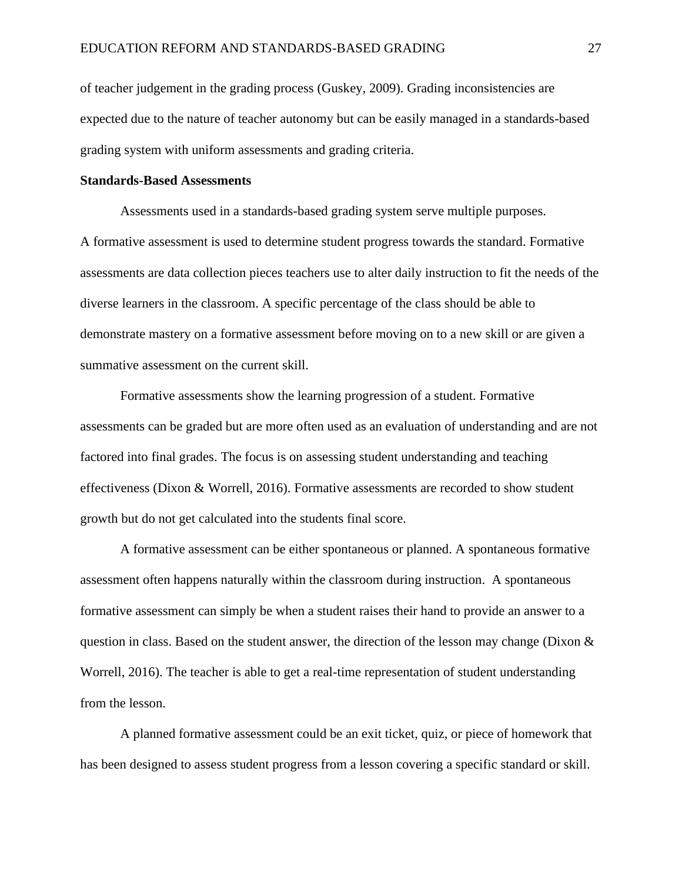of teacher judgement in the grading process (Guskey, 2009). Grading inconsistencies are expected due to the nature of teacher autonomy but can be easily managed in a standards-based grading system with uniform assessments and grading criteria.

**Standards-Based Assessments**

Assessments used in a standards-based grading system serve multiple purposes. A formative assessment is used to determine student progress towards the standard. Formative assessments are data collection pieces teachers use to alter daily instruction to fit the needs of the diverse learners in the classroom. A specific percentage of the class should be able to demonstrate mastery on a formative assessment before moving on to a new skill or are given a summative assessment on the current skill.

Formative assessments show the learning progression of a student. Formative assessments can be graded but are more often used as an evaluation of understanding and are not factored into final grades. The focus is on assessing student understanding and teaching effectiveness (Dixon & Worrell, 2016). Formative assessments are recorded to show student growth but do not get calculated into the students final score.

A formative assessment can be either spontaneous or planned. A spontaneous formative assessment often happens naturally within the classroom during instruction. A spontaneous formative assessment can simply be when a student raises their hand to provide an answer to a question in class. Based on the student answer, the direction of the lesson may change (Dixon & Worrell, 2016). The teacher is able to get a real-time representation of student understanding from the lesson.

A planned formative assessment could be an exit ticket, quiz, or piece of homework that has been designed to assess student progress from a lesson covering a specific standard or skill.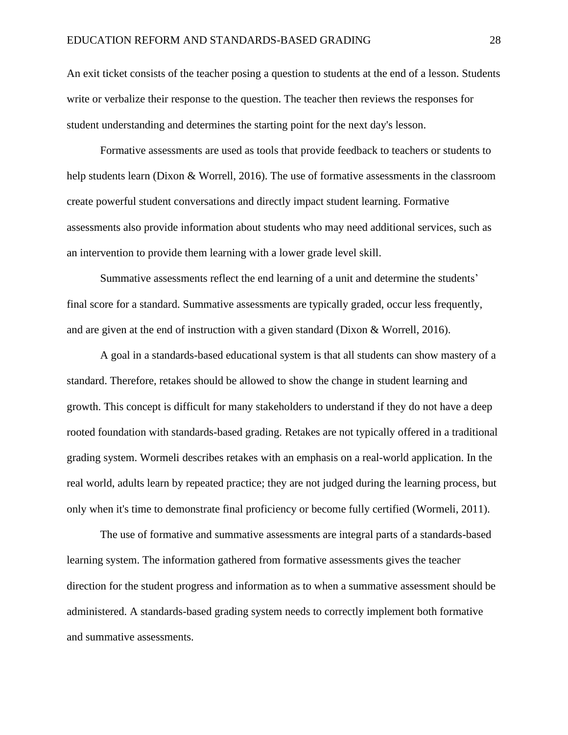An exit ticket consists of the teacher posing a question to students at the end of a lesson. Students write or verbalize their response to the question. The teacher then reviews the responses for student understanding and determines the starting point for the next day's lesson.

Formative assessments are used as tools that provide feedback to teachers or students to help students learn (Dixon & Worrell, 2016). The use of formative assessments in the classroom create powerful student conversations and directly impact student learning. Formative assessments also provide information about students who may need additional services, such as an intervention to provide them learning with a lower grade level skill.

Summative assessments reflect the end learning of a unit and determine the students' final score for a standard. Summative assessments are typically graded, occur less frequently, and are given at the end of instruction with a given standard (Dixon & Worrell, 2016).

A goal in a standards-based educational system is that all students can show mastery of a standard. Therefore, retakes should be allowed to show the change in student learning and growth. This concept is difficult for many stakeholders to understand if they do not have a deep rooted foundation with standards-based grading. Retakes are not typically offered in a traditional grading system. Wormeli describes retakes with an emphasis on a real-world application. In the real world, adults learn by repeated practice; they are not judged during the learning process, but only when it's time to demonstrate final proficiency or become fully certified (Wormeli, 2011).

The use of formative and summative assessments are integral parts of a standards-based learning system. The information gathered from formative assessments gives the teacher direction for the student progress and information as to when a summative assessment should be administered. A standards-based grading system needs to correctly implement both formative and summative assessments.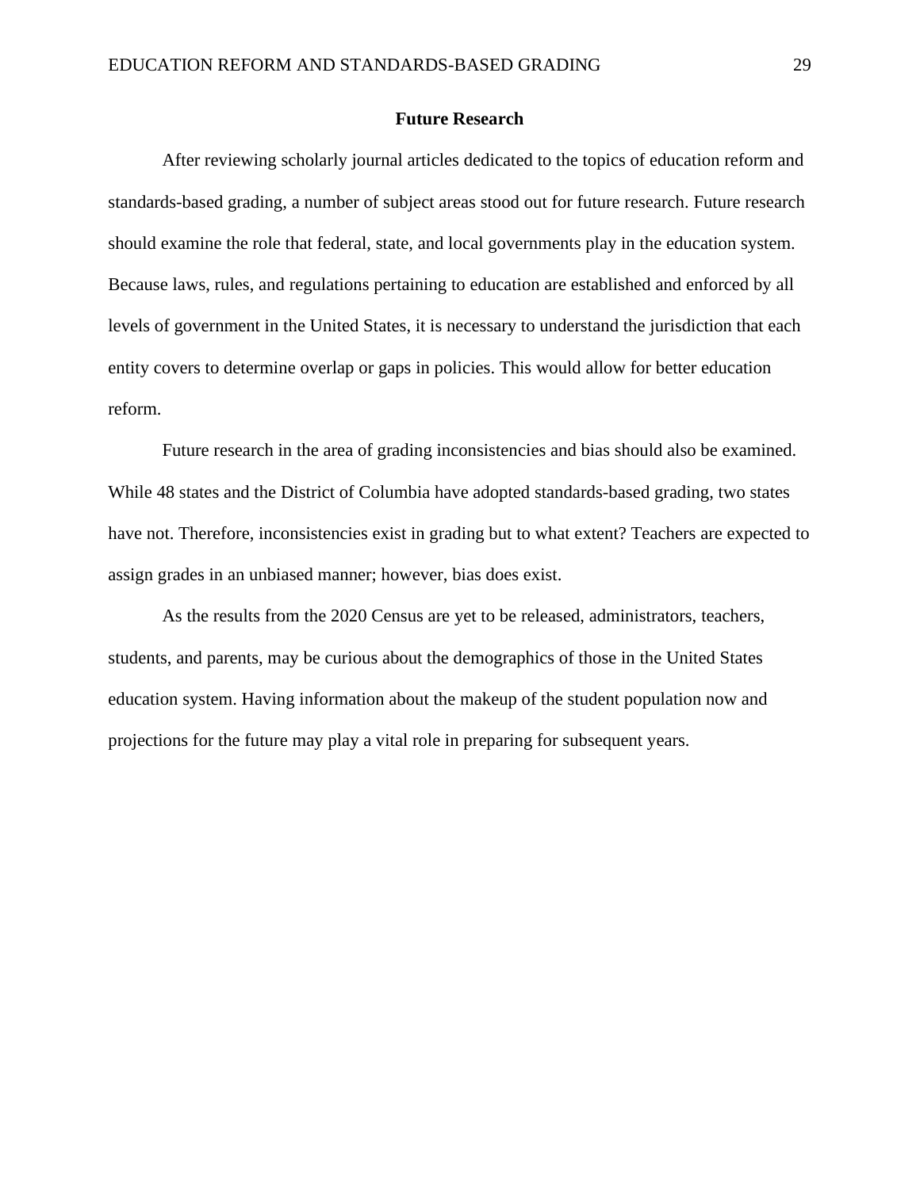## Future Research

After reviewing scholarly journal articles dedicated to the topics of education reform and standards-based grading, a number of subject areas stood out for future research. Future research should examine the role that federal, state, and local governments play in the education system. Because laws, rules, and regulations pertaining to education are established and enforced by all levels of government in the United States, it is necessary to understand the jurisdiction that each entity covers to determine overlap or gaps in policies. This would allow for better education reform.

Future research in the area of grading inconsistencies and bias should also be examined. While 48 states and the District of Columbia have adopted standards-based grading, two states have not. Therefore, inconsistencies exist in grading but to what extent? Teachers are expected to assign grades in an unbiased manner; however, bias does exist.

As the results from the 2020 Census are yet to be released, administrators, teachers, students, and parents, may be curious about the demographics of those in the United States education system. Having information about the makeup of the student population now and projections for the future may play a vital role in preparing for subsequent years.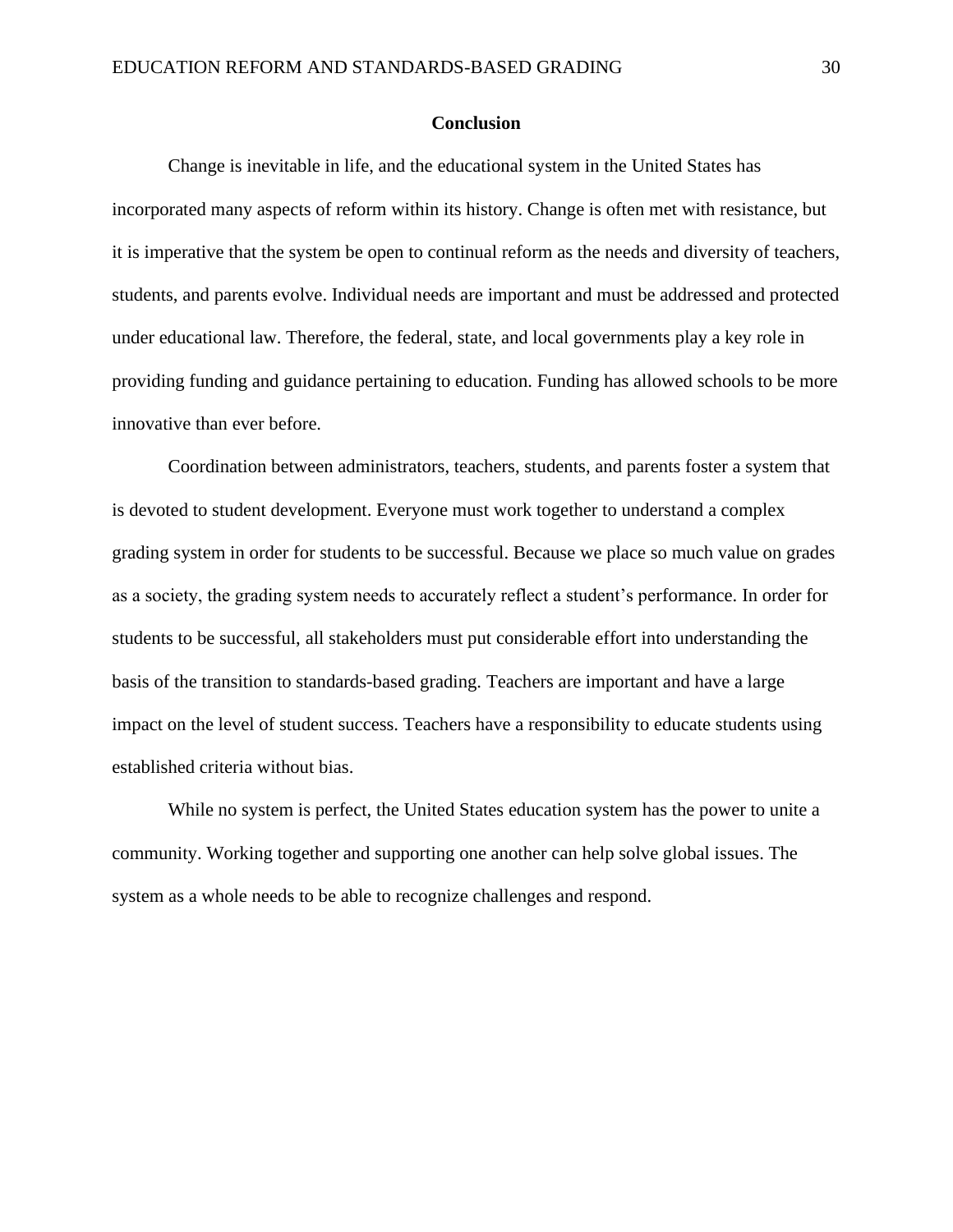## Conclusion

Change is inevitable in life, and the educational system in the United States has incorporated many aspects of reform within its history. Change is often met with resistance, but it is imperative that the system be open to continual reform as the needs and diversity of teachers, students, and parents evolve. Individual needs are important and must be addressed and protected under educational law. Therefore, the federal, state, and local governments play a key role in providing funding and guidance pertaining to education. Funding has allowed schools to be more innovative than ever before.

Coordination between administrators, teachers, students, and parents foster a system that is devoted to student development. Everyone must work together to understand a complex grading system in order for students to be successful. Because we place so much value on grades as a society, the grading system needs to accurately reflect a student's performance. In order for students to be successful, all stakeholders must put considerable effort into understanding the basis of the transition to standards-based grading. Teachers are important and have a large impact on the level of student success. Teachers have a responsibility to educate students using established criteria without bias.

While no system is perfect, the United States education system has the power to unite a community. Working together and supporting one another can help solve global issues. The system as a whole needs to be able to recognize challenges and respond.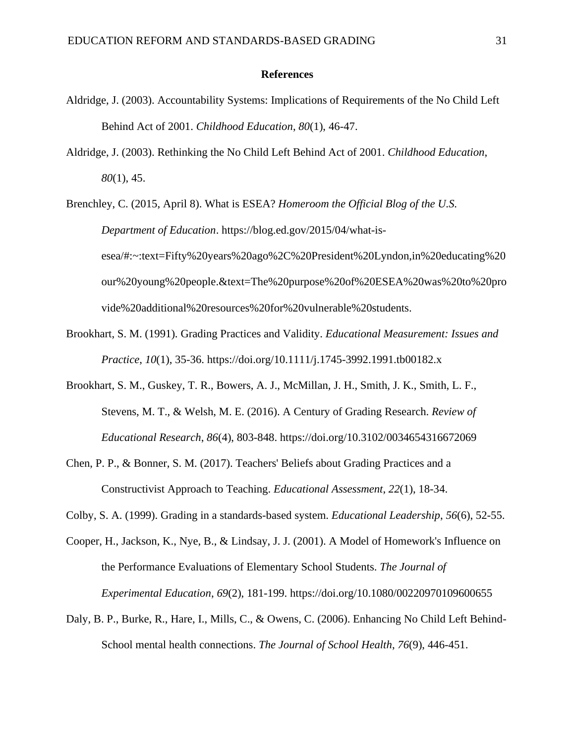## References

Aldridge, J. (2003). Accountability Systems: Implications of Requirements of the No Child Left Behind Act of 2001. *Childhood Education*, *80*(1), 46-47.

Aldridge, J. (2003). Rethinking the No Child Left Behind Act of 2001. *Childhood Education*, *80*(1), 45.

Brenchley, C. (2015, April 8). What is ESEA? *Homeroom the Official Blog of the U.S. Department of Education*. https://blog.ed.gov/2015/04/what-is-esea/#:~:text=Fifty%20years%20ago%2C%20President%20Lyndon,in%20educating%20our%20young%20people.&text=The%20purpose%20of%20ESEA%20was%20to%20provide%20additional%20resources%20for%20vulnerable%20students.

Brookhart, S. M. (1991). Grading Practices and Validity. *Educational Measurement: Issues and Practice*, *10*(1), 35-36. https://doi.org/10.1111/j.1745-3992.1991.tb00182.x

Brookhart, S. M., Guskey, T. R., Bowers, A. J., McMillan, J. H., Smith, J. K., Smith, L. F., Stevens, M. T., & Welsh, M. E. (2016). A Century of Grading Research. *Review of Educational Research*, *86*(4), 803-848. https://doi.org/10.3102/0034654316672069

Chen, P. P., & Bonner, S. M. (2017). Teachers' Beliefs about Grading Practices and a Constructivist Approach to Teaching. *Educational Assessment*, *22*(1), 18-34.

Colby, S. A. (1999). Grading in a standards-based system. *Educational Leadership*, *56*(6), 52-55.

Cooper, H., Jackson, K., Nye, B., & Lindsay, J. J. (2001). A Model of Homework's Influence on the Performance Evaluations of Elementary School Students. *The Journal of Experimental Education*, *69*(2), 181-199. https://doi.org/10.1080/00220970109600655

Daly, B. P., Burke, R., Hare, I., Mills, C., & Owens, C. (2006). Enhancing No Child Left Behind-School mental health connections. *The Journal of School Health*, *76*(9), 446-451.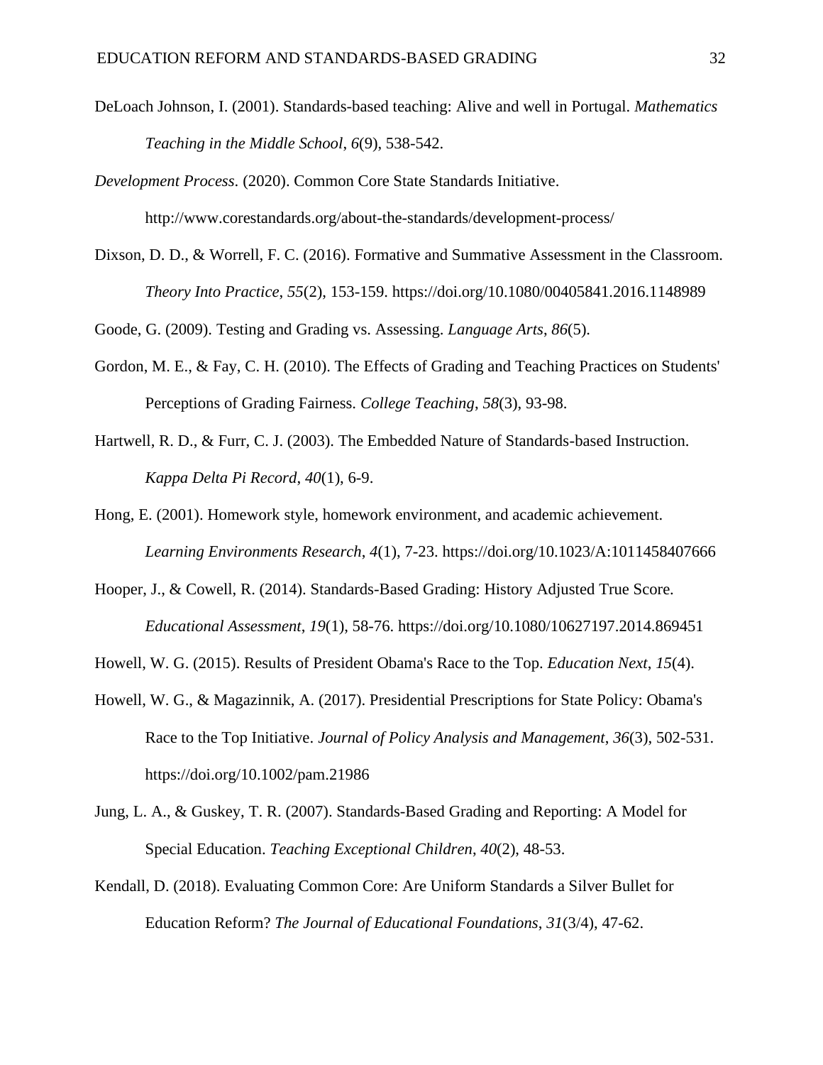DeLoach Johnson, I. (2001). Standards-based teaching: Alive and well in Portugal. *Mathematics Teaching in the Middle School*, *6*(9), 538-542.

*Development Process*. (2020). Common Core State Standards Initiative. http://www.corestandards.org/about-the-standards/development-process/

Dixson, D. D., & Worrell, F. C. (2016). Formative and Summative Assessment in the Classroom. *Theory Into Practice*, *55*(2), 153-159. https://doi.org/10.1080/00405841.2016.1148989

Goode, G. (2009). Testing and Grading vs. Assessing. *Language Arts*, *86*(5).

Gordon, M. E., & Fay, C. H. (2010). The Effects of Grading and Teaching Practices on Students' Perceptions of Grading Fairness. *College Teaching*, *58*(3), 93-98.

Hartwell, R. D., & Furr, C. J. (2003). The Embedded Nature of Standards-based Instruction. *Kappa Delta Pi Record*, *40*(1), 6-9.

Hong, E. (2001). Homework style, homework environment, and academic achievement. *Learning Environments Research*, *4*(1), 7-23. https://doi.org/10.1023/A:1011458407666

Hooper, J., & Cowell, R. (2014). Standards-Based Grading: History Adjusted True Score. *Educational Assessment*, *19*(1), 58-76. https://doi.org/10.1080/10627197.2014.869451

Howell, W. G. (2015). Results of President Obama's Race to the Top. *Education Next*, *15*(4).

Howell, W. G., & Magazinnik, A. (2017). Presidential Prescriptions for State Policy: Obama's Race to the Top Initiative. *Journal of Policy Analysis and Management*, *36*(3), 502-531. https://doi.org/10.1002/pam.21986

Jung, L. A., & Guskey, T. R. (2007). Standards-Based Grading and Reporting: A Model for Special Education. *Teaching Exceptional Children*, *40*(2), 48-53.

Kendall, D. (2018). Evaluating Common Core: Are Uniform Standards a Silver Bullet for Education Reform? *The Journal of Educational Foundations*, *31*(3/4), 47-62.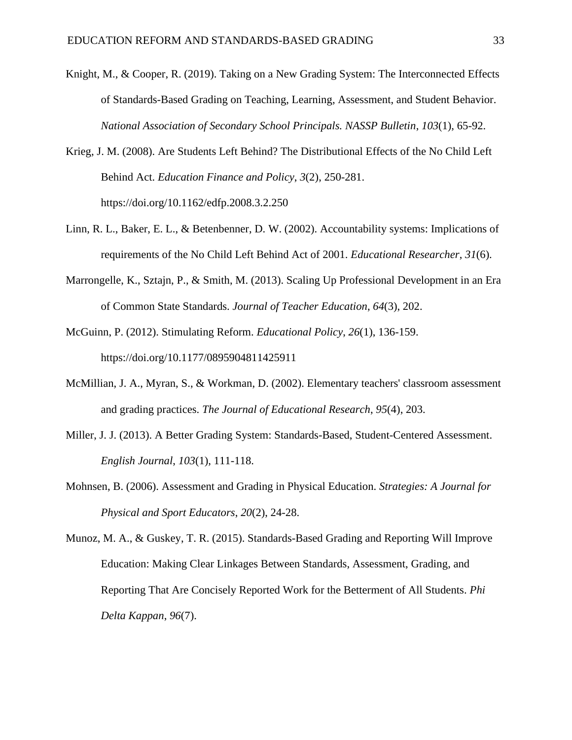Knight, M., & Cooper, R. (2019). Taking on a New Grading System: The Interconnected Effects of Standards-Based Grading on Teaching, Learning, Assessment, and Student Behavior. *National Association of Secondary School Principals. NASSP Bulletin*, *103*(1), 65-92.

Krieg, J. M. (2008). Are Students Left Behind? The Distributional Effects of the No Child Left Behind Act. *Education Finance and Policy*, *3*(2), 250-281. https://doi.org/10.1162/edfp.2008.3.2.250

Linn, R. L., Baker, E. L., & Betenbenner, D. W. (2002). Accountability systems: Implications of requirements of the No Child Left Behind Act of 2001. *Educational Researcher*, *31*(6).

Marrongelle, K., Sztajn, P., & Smith, M. (2013). Scaling Up Professional Development in an Era of Common State Standards. *Journal of Teacher Education*, *64*(3), 202.

McGuinn, P. (2012). Stimulating Reform. *Educational Policy*, *26*(1), 136-159. https://doi.org/10.1177/0895904811425911

McMillian, J. A., Myran, S., & Workman, D. (2002). Elementary teachers' classroom assessment and grading practices. *The Journal of Educational Research*, *95*(4), 203.

Miller, J. J. (2013). A Better Grading System: Standards-Based, Student-Centered Assessment. *English Journal*, *103*(1), 111-118.

Mohnsen, B. (2006). Assessment and Grading in Physical Education. *Strategies: A Journal for Physical and Sport Educators*, *20*(2), 24-28.

Munoz, M. A., & Guskey, T. R. (2015). Standards-Based Grading and Reporting Will Improve Education: Making Clear Linkages Between Standards, Assessment, Grading, and Reporting That Are Concisely Reported Work for the Betterment of All Students. *Phi Delta Kappan*, *96*(7).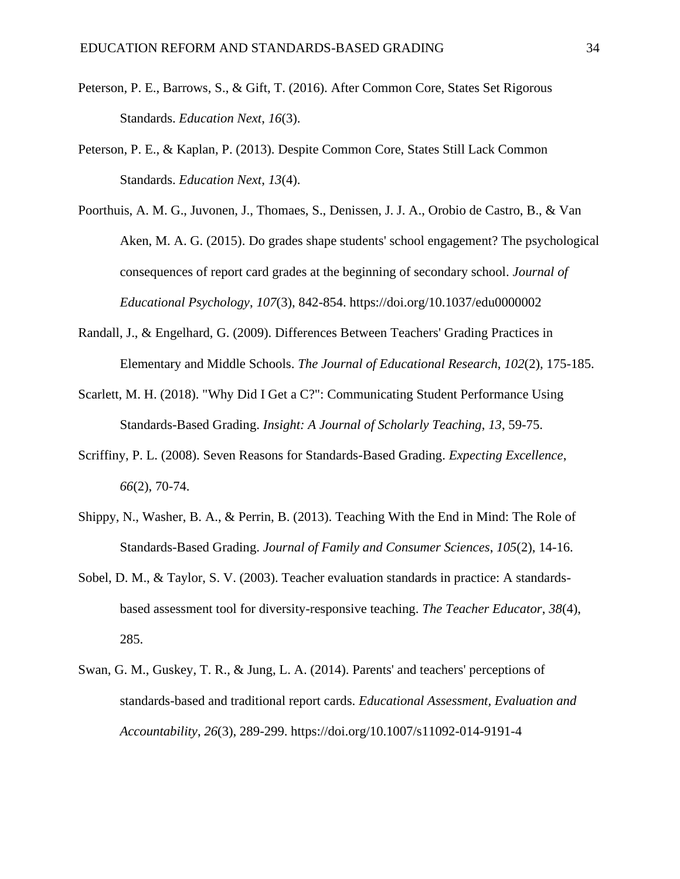Peterson, P. E., Barrows, S., & Gift, T. (2016). After Common Core, States Set Rigorous Standards. *Education Next*, *16*(3).

Peterson, P. E., & Kaplan, P. (2013). Despite Common Core, States Still Lack Common Standards. *Education Next*, *13*(4).

Poorthuis, A. M. G., Juvonen, J., Thomaes, S., Denissen, J. J. A., Orobio de Castro, B., & Van Aken, M. A. G. (2015). Do grades shape students' school engagement? The psychological consequences of report card grades at the beginning of secondary school. *Journal of Educational Psychology*, *107*(3), 842-854. https://doi.org/10.1037/edu0000002

Randall, J., & Engelhard, G. (2009). Differences Between Teachers' Grading Practices in Elementary and Middle Schools. *The Journal of Educational Research*, *102*(2), 175-185.

Scarlett, M. H. (2018). "Why Did I Get a C?": Communicating Student Performance Using Standards-Based Grading. *Insight: A Journal of Scholarly Teaching*, *13*, 59-75.

Scriffiny, P. L. (2008). Seven Reasons for Standards-Based Grading. *Expecting Excellence*, *66*(2), 70-74.

Shippy, N., Washer, B. A., & Perrin, B. (2013). Teaching With the End in Mind: The Role of Standards-Based Grading. *Journal of Family and Consumer Sciences*, *105*(2), 14-16.

Sobel, D. M., & Taylor, S. V. (2003). Teacher evaluation standards in practice: A standards-based assessment tool for diversity-responsive teaching. *The Teacher Educator*, *38*(4), 285.

Swan, G. M., Guskey, T. R., & Jung, L. A. (2014). Parents' and teachers' perceptions of standards-based and traditional report cards. *Educational Assessment, Evaluation and Accountability*, *26*(3), 289-299. https://doi.org/10.1007/s11092-014-9191-4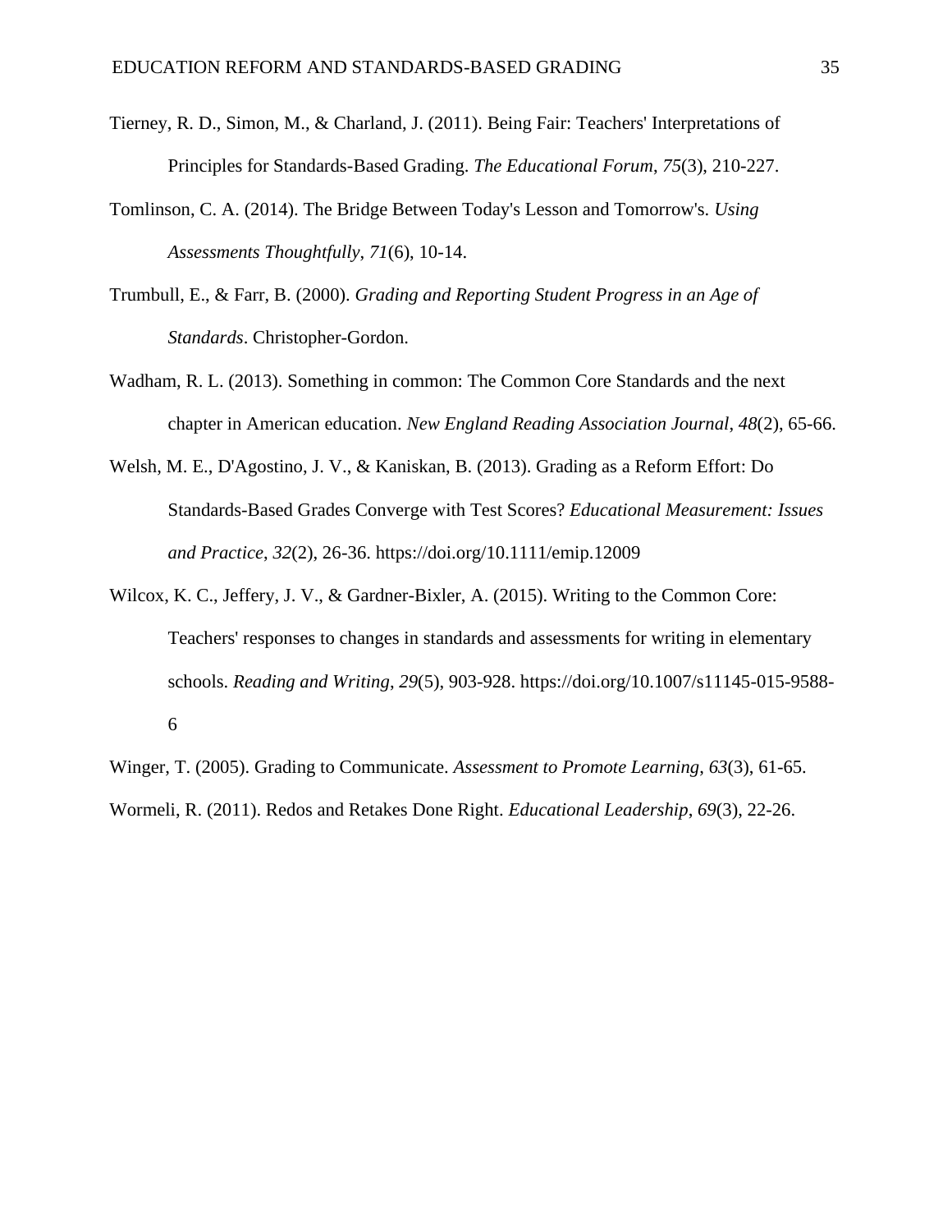Tierney, R. D., Simon, M., & Charland, J. (2011). Being Fair: Teachers' Interpretations of Principles for Standards-Based Grading. *The Educational Forum*, *75*(3), 210-227.

Tomlinson, C. A. (2014). The Bridge Between Today's Lesson and Tomorrow's. *Using Assessments Thoughtfully*, *71*(6), 10-14.

Trumbull, E., & Farr, B. (2000). *Grading and Reporting Student Progress in an Age of Standards*. Christopher-Gordon.

Wadham, R. L. (2013). Something in common: The Common Core Standards and the next chapter in American education. *New England Reading Association Journal*, *48*(2), 65-66.

Welsh, M. E., D'Agostino, J. V., & Kaniskan, B. (2013). Grading as a Reform Effort: Do Standards-Based Grades Converge with Test Scores? *Educational Measurement: Issues and Practice*, *32*(2), 26-36. https://doi.org/10.1111/emip.12009

Wilcox, K. C., Jeffery, J. V., & Gardner-Bixler, A. (2015). Writing to the Common Core: Teachers' responses to changes in standards and assessments for writing in elementary schools. *Reading and Writing*, *29*(5), 903-928. https://doi.org/10.1007/s11145-015-9588-6

Winger, T. (2005). Grading to Communicate. *Assessment to Promote Learning*, *63*(3), 61-65.

Wormeli, R. (2011). Redos and Retakes Done Right. *Educational Leadership*, *69*(3), 22-26.